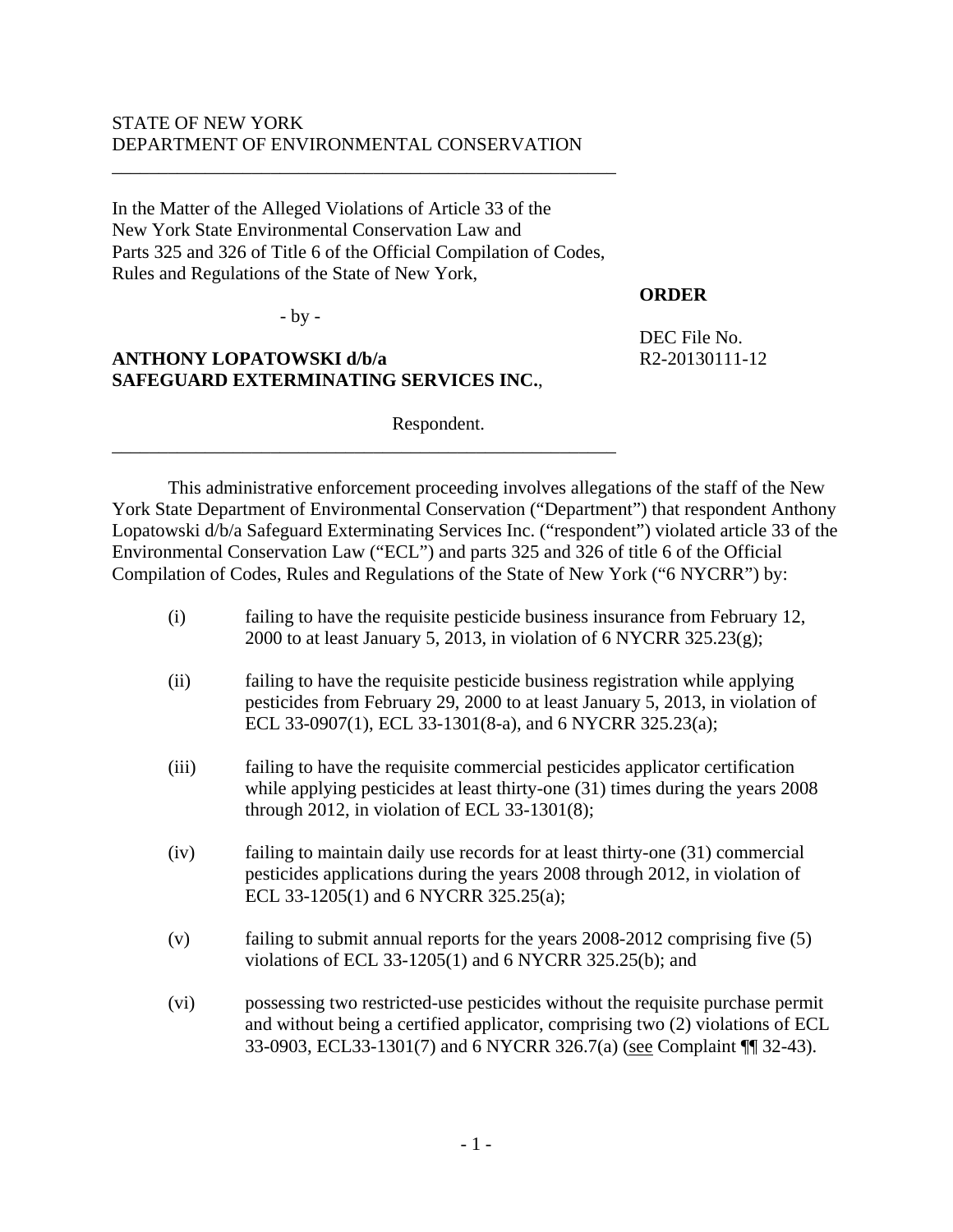STATE OF NEW YORK
DEPARTMENT OF ENVIRONMENTAL CONSERVATION

---

In the Matter of the Alleged Violations of Article 33 of the New York State Environmental Conservation Law and Parts 325 and 326 of Title 6 of the Official Compilation of Codes, Rules and Regulations of the State of New York,

- by -

**ANTHONY LOPATOWSKI d/b/a SAFEGUARD EXTERMINATING SERVICES INC.**,

Respondent.

**ORDER**

DEC File No. R2-20130111-12

---

This administrative enforcement proceeding involves allegations of the staff of the New York State Department of Environmental Conservation ("Department") that respondent Anthony Lopatowski d/b/a Safeguard Exterminating Services Inc. ("respondent") violated article 33 of the Environmental Conservation Law ("ECL") and parts 325 and 326 of title 6 of the Official Compilation of Codes, Rules and Regulations of the State of New York ("6 NYCRR") by:

(i) failing to have the requisite pesticide business insurance from February 12, 2000 to at least January 5, 2013, in violation of 6 NYCRR 325.23(g);

(ii) failing to have the requisite pesticide business registration while applying pesticides from February 29, 2000 to at least January 5, 2013, in violation of ECL 33-0907(1), ECL 33-1301(8-a), and 6 NYCRR 325.23(a);

(iii) failing to have the requisite commercial pesticides applicator certification while applying pesticides at least thirty-one (31) times during the years 2008 through 2012, in violation of ECL 33-1301(8);

(iv) failing to maintain daily use records for at least thirty-one (31) commercial pesticides applications during the years 2008 through 2012, in violation of ECL 33-1205(1) and 6 NYCRR 325.25(a);

(v) failing to submit annual reports for the years 2008-2012 comprising five (5) violations of ECL 33-1205(1) and 6 NYCRR 325.25(b); and

(vi) possessing two restricted-use pesticides without the requisite purchase permit and without being a certified applicator, comprising two (2) violations of ECL 33-0903, ECL33-1301(7) and 6 NYCRR 326.7(a) (see Complaint ¶¶ 32-43).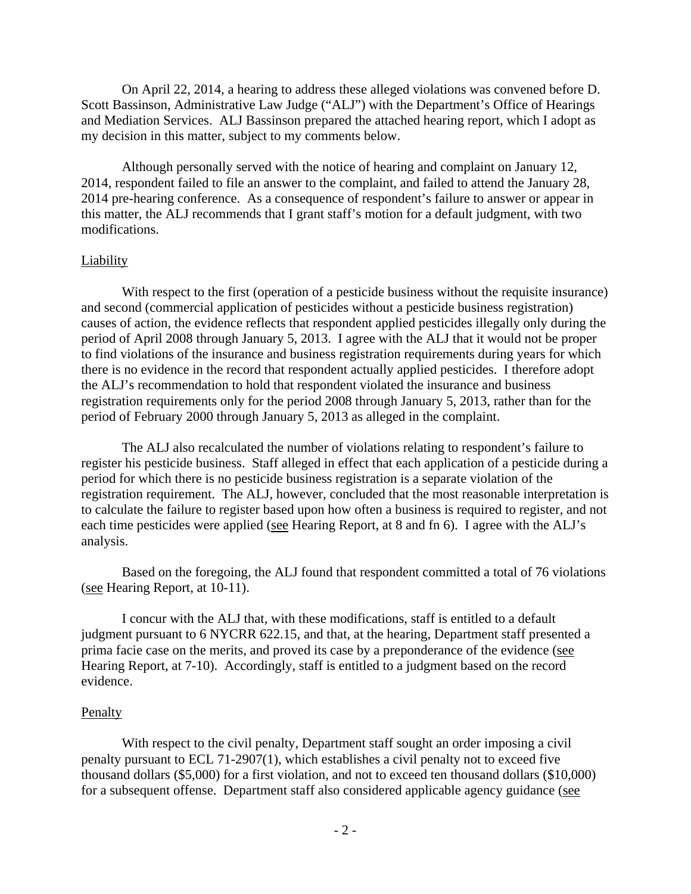On April 22, 2014, a hearing to address these alleged violations was convened before D. Scott Bassinson, Administrative Law Judge ("ALJ") with the Department's Office of Hearings and Mediation Services. ALJ Bassinson prepared the attached hearing report, which I adopt as my decision in this matter, subject to my comments below.

Although personally served with the notice of hearing and complaint on January 12, 2014, respondent failed to file an answer to the complaint, and failed to attend the January 28, 2014 pre-hearing conference. As a consequence of respondent's failure to answer or appear in this matter, the ALJ recommends that I grant staff's motion for a default judgment, with two modifications.

Liability

With respect to the first (operation of a pesticide business without the requisite insurance) and second (commercial application of pesticides without a pesticide business registration) causes of action, the evidence reflects that respondent applied pesticides illegally only during the period of April 2008 through January 5, 2013. I agree with the ALJ that it would not be proper to find violations of the insurance and business registration requirements during years for which there is no evidence in the record that respondent actually applied pesticides. I therefore adopt the ALJ's recommendation to hold that respondent violated the insurance and business registration requirements only for the period 2008 through January 5, 2013, rather than for the period of February 2000 through January 5, 2013 as alleged in the complaint.

The ALJ also recalculated the number of violations relating to respondent's failure to register his pesticide business. Staff alleged in effect that each application of a pesticide during a period for which there is no pesticide business registration is a separate violation of the registration requirement. The ALJ, however, concluded that the most reasonable interpretation is to calculate the failure to register based upon how often a business is required to register, and not each time pesticides were applied (see Hearing Report, at 8 and fn 6). I agree with the ALJ's analysis.

Based on the foregoing, the ALJ found that respondent committed a total of 76 violations (see Hearing Report, at 10-11).

I concur with the ALJ that, with these modifications, staff is entitled to a default judgment pursuant to 6 NYCRR 622.15, and that, at the hearing, Department staff presented a prima facie case on the merits, and proved its case by a preponderance of the evidence (see Hearing Report, at 7-10). Accordingly, staff is entitled to a judgment based on the record evidence.

Penalty

With respect to the civil penalty, Department staff sought an order imposing a civil penalty pursuant to ECL 71-2907(1), which establishes a civil penalty not to exceed five thousand dollars ($5,000) for a first violation, and not to exceed ten thousand dollars ($10,000) for a subsequent offense. Department staff also considered applicable agency guidance (see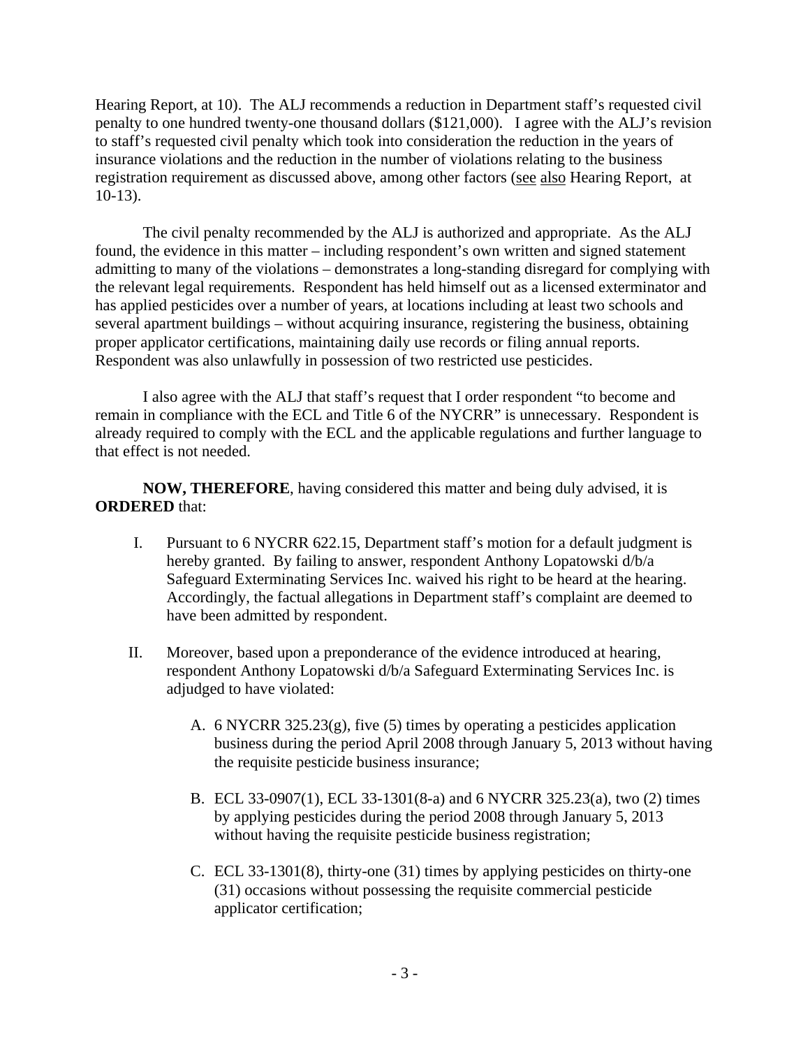Hearing Report, at 10). The ALJ recommends a reduction in Department staff's requested civil penalty to one hundred twenty-one thousand dollars ($121,000). I agree with the ALJ's revision to staff's requested civil penalty which took into consideration the reduction in the years of insurance violations and the reduction in the number of violations relating to the business registration requirement as discussed above, among other factors (see also Hearing Report, at 10-13).

The civil penalty recommended by the ALJ is authorized and appropriate. As the ALJ found, the evidence in this matter – including respondent's own written and signed statement admitting to many of the violations – demonstrates a long-standing disregard for complying with the relevant legal requirements. Respondent has held himself out as a licensed exterminator and has applied pesticides over a number of years, at locations including at least two schools and several apartment buildings – without acquiring insurance, registering the business, obtaining proper applicator certifications, maintaining daily use records or filing annual reports. Respondent was also unlawfully in possession of two restricted use pesticides.

I also agree with the ALJ that staff's request that I order respondent "to become and remain in compliance with the ECL and Title 6 of the NYCRR" is unnecessary. Respondent is already required to comply with the ECL and the applicable regulations and further language to that effect is not needed.

**NOW, THEREFORE**, having considered this matter and being duly advised, it is **ORDERED** that:

I. Pursuant to 6 NYCRR 622.15, Department staff's motion for a default judgment is hereby granted. By failing to answer, respondent Anthony Lopatowski d/b/a Safeguard Exterminating Services Inc. waived his right to be heard at the hearing. Accordingly, the factual allegations in Department staff's complaint are deemed to have been admitted by respondent.

II. Moreover, based upon a preponderance of the evidence introduced at hearing, respondent Anthony Lopatowski d/b/a Safeguard Exterminating Services Inc. is adjudged to have violated:

A. 6 NYCRR 325.23(g), five (5) times by operating a pesticides application business during the period April 2008 through January 5, 2013 without having the requisite pesticide business insurance;

B. ECL 33-0907(1), ECL 33-1301(8-a) and 6 NYCRR 325.23(a), two (2) times by applying pesticides during the period 2008 through January 5, 2013 without having the requisite pesticide business registration;

C. ECL 33-1301(8), thirty-one (31) times by applying pesticides on thirty-one (31) occasions without possessing the requisite commercial pesticide applicator certification;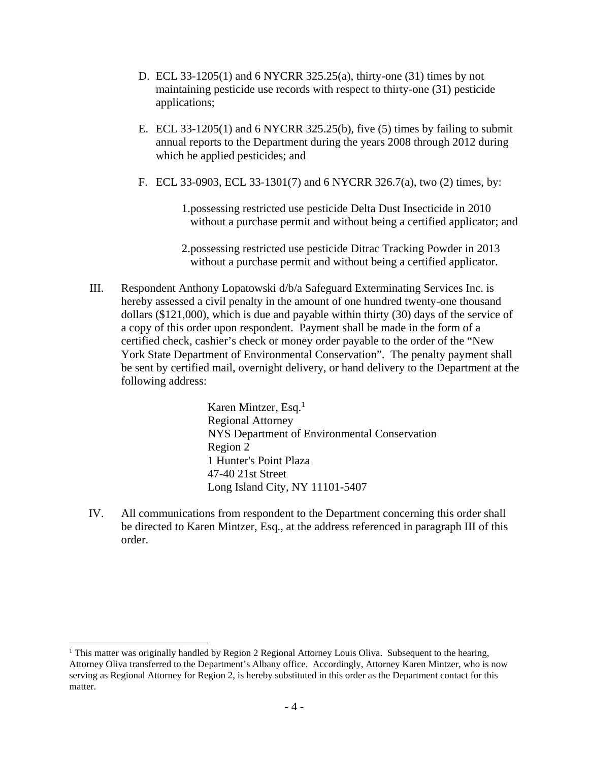D. ECL 33-1205(1) and 6 NYCRR 325.25(a), thirty-one (31) times by not maintaining pesticide use records with respect to thirty-one (31) pesticide applications;

E. ECL 33-1205(1) and 6 NYCRR 325.25(b), five (5) times by failing to submit annual reports to the Department during the years 2008 through 2012 during which he applied pesticides; and

F. ECL 33-0903, ECL 33-1301(7) and 6 NYCRR 326.7(a), two (2) times, by:

1. possessing restricted use pesticide Delta Dust Insecticide in 2010 without a purchase permit and without being a certified applicator; and

2. possessing restricted use pesticide Ditrac Tracking Powder in 2013 without a purchase permit and without being a certified applicator.

III. Respondent Anthony Lopatowski d/b/a Safeguard Exterminating Services Inc. is hereby assessed a civil penalty in the amount of one hundred twenty-one thousand dollars ($121,000), which is due and payable within thirty (30) days of the service of a copy of this order upon respondent. Payment shall be made in the form of a certified check, cashier's check or money order payable to the order of the "New York State Department of Environmental Conservation". The penalty payment shall be sent by certified mail, overnight delivery, or hand delivery to the Department at the following address:

Karen Mintzer, Esq.[1]
Regional Attorney
NYS Department of Environmental Conservation
Region 2
1 Hunter's Point Plaza
47-40 21st Street
Long Island City, NY 11101-5407

IV. All communications from respondent to the Department concerning this order shall be directed to Karen Mintzer, Esq., at the address referenced in paragraph III of this order.

---

[1] This matter was originally handled by Region 2 Regional Attorney Louis Oliva. Subsequent to the hearing, Attorney Oliva transferred to the Department's Albany office. Accordingly, Attorney Karen Mintzer, who is now serving as Regional Attorney for Region 2, is hereby substituted in this order as the Department contact for this matter.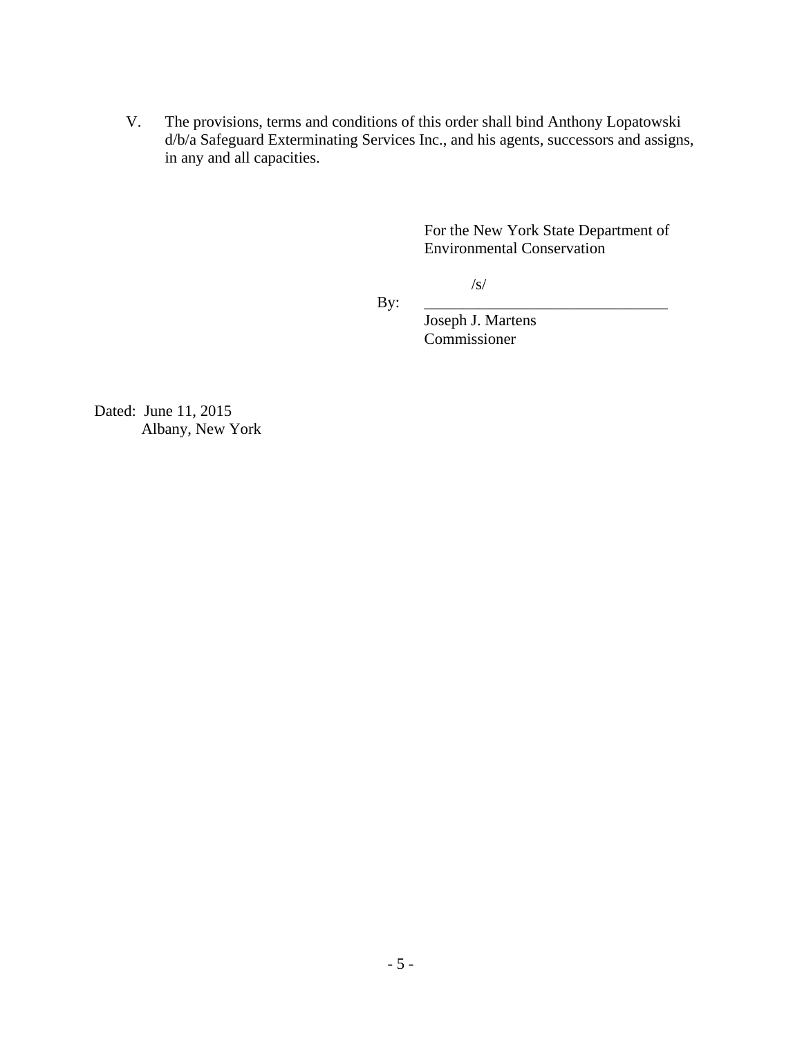V. The provisions, terms and conditions of this order shall bind Anthony Lopatowski d/b/a Safeguard Exterminating Services Inc., and his agents, successors and assigns, in any and all capacities.

For the New York State Department of Environmental Conservation

By: /s/ _______________________________

Joseph J. Martens
Commissioner

Dated: June 11, 2015
Albany, New York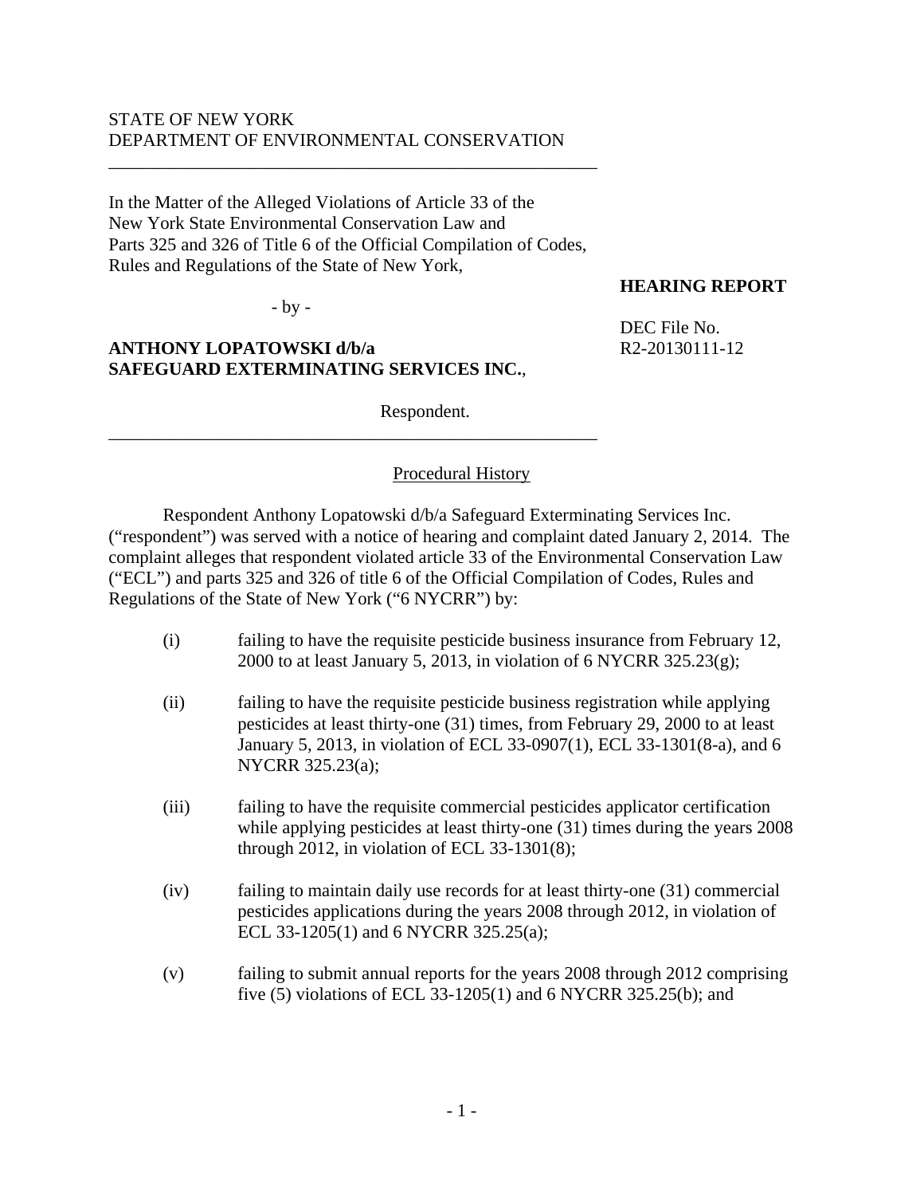STATE OF NEW YORK
DEPARTMENT OF ENVIRONMENTAL CONSERVATION

---

In the Matter of the Alleged Violations of Article 33 of the New York State Environmental Conservation Law and Parts 325 and 326 of Title 6 of the Official Compilation of Codes, Rules and Regulations of the State of New York,

- by -

**ANTHONY LOPATOWSKI d/b/a SAFEGUARD EXTERMINATING SERVICES INC.**,

Respondent.

---

**HEARING REPORT**

DEC File No. R2-20130111-12

## Procedural History

Respondent Anthony Lopatowski d/b/a Safeguard Exterminating Services Inc. ("respondent") was served with a notice of hearing and complaint dated January 2, 2014. The complaint alleges that respondent violated article 33 of the Environmental Conservation Law ("ECL") and parts 325 and 326 of title 6 of the Official Compilation of Codes, Rules and Regulations of the State of New York ("6 NYCRR") by:

(i) failing to have the requisite pesticide business insurance from February 12, 2000 to at least January 5, 2013, in violation of 6 NYCRR 325.23(g);

(ii) failing to have the requisite pesticide business registration while applying pesticides at least thirty-one (31) times, from February 29, 2000 to at least January 5, 2013, in violation of ECL 33-0907(1), ECL 33-1301(8-a), and 6 NYCRR 325.23(a);

(iii) failing to have the requisite commercial pesticides applicator certification while applying pesticides at least thirty-one (31) times during the years 2008 through 2012, in violation of ECL 33-1301(8);

(iv) failing to maintain daily use records for at least thirty-one (31) commercial pesticides applications during the years 2008 through 2012, in violation of ECL 33-1205(1) and 6 NYCRR 325.25(a);

(v) failing to submit annual reports for the years 2008 through 2012 comprising five (5) violations of ECL 33-1205(1) and 6 NYCRR 325.25(b); and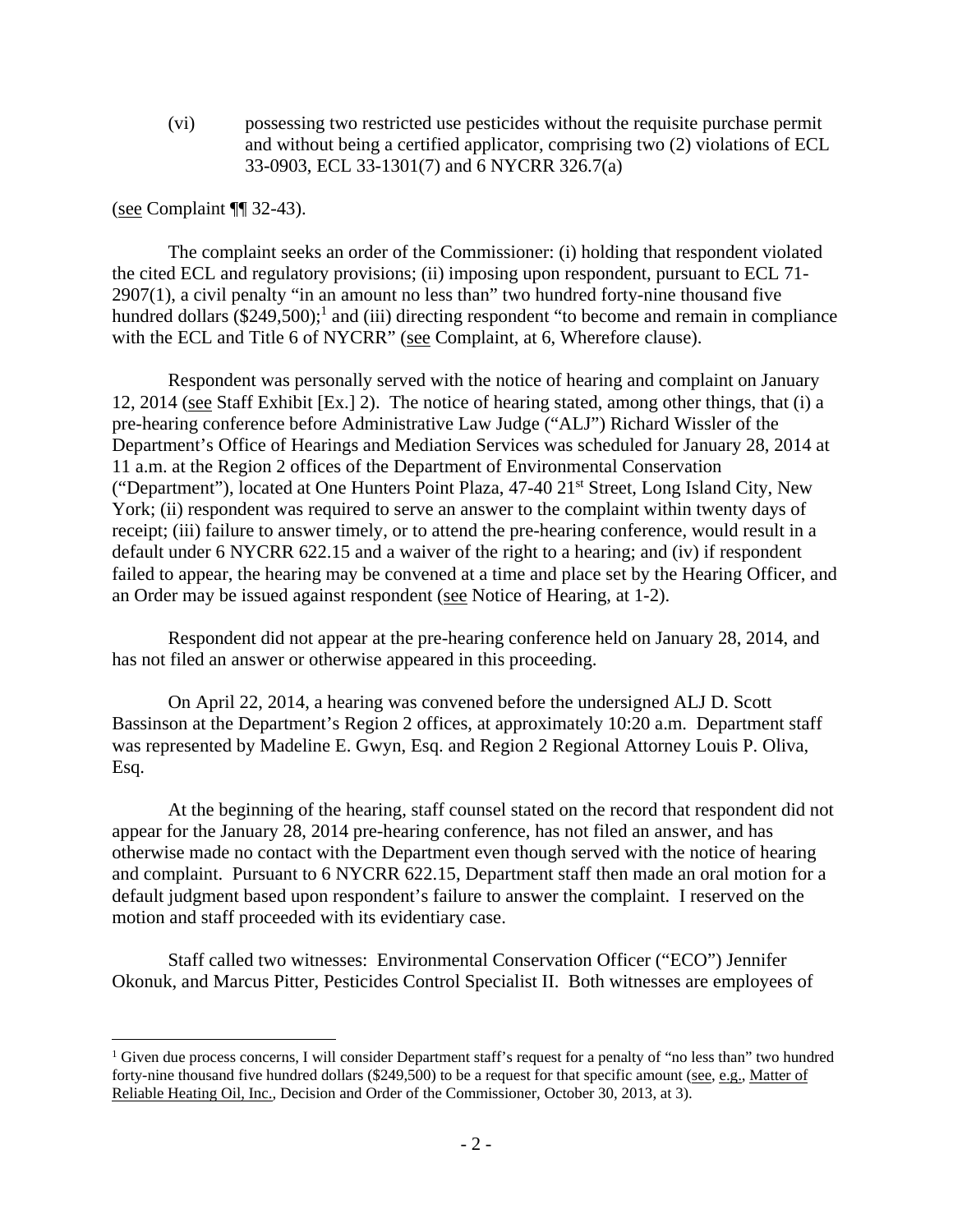(vi) possessing two restricted use pesticides without the requisite purchase permit and without being a certified applicator, comprising two (2) violations of ECL 33-0903, ECL 33-1301(7) and 6 NYCRR 326.7(a)

(see Complaint ¶¶ 32-43).

The complaint seeks an order of the Commissioner: (i) holding that respondent violated the cited ECL and regulatory provisions; (ii) imposing upon respondent, pursuant to ECL 71-2907(1), a civil penalty "in an amount no less than" two hundred forty-nine thousand five hundred dollars ($249,500);[1] and (iii) directing respondent "to become and remain in compliance with the ECL and Title 6 of NYCRR" (see Complaint, at 6, Wherefore clause).

Respondent was personally served with the notice of hearing and complaint on January 12, 2014 (see Staff Exhibit [Ex.] 2). The notice of hearing stated, among other things, that (i) a pre-hearing conference before Administrative Law Judge ("ALJ") Richard Wissler of the Department's Office of Hearings and Mediation Services was scheduled for January 28, 2014 at 11 a.m. at the Region 2 offices of the Department of Environmental Conservation ("Department"), located at One Hunters Point Plaza, 47-40 21st Street, Long Island City, New York; (ii) respondent was required to serve an answer to the complaint within twenty days of receipt; (iii) failure to answer timely, or to attend the pre-hearing conference, would result in a default under 6 NYCRR 622.15 and a waiver of the right to a hearing; and (iv) if respondent failed to appear, the hearing may be convened at a time and place set by the Hearing Officer, and an Order may be issued against respondent (see Notice of Hearing, at 1-2).

Respondent did not appear at the pre-hearing conference held on January 28, 2014, and has not filed an answer or otherwise appeared in this proceeding.

On April 22, 2014, a hearing was convened before the undersigned ALJ D. Scott Bassinson at the Department's Region 2 offices, at approximately 10:20 a.m. Department staff was represented by Madeline E. Gwyn, Esq. and Region 2 Regional Attorney Louis P. Oliva, Esq.

At the beginning of the hearing, staff counsel stated on the record that respondent did not appear for the January 28, 2014 pre-hearing conference, has not filed an answer, and has otherwise made no contact with the Department even though served with the notice of hearing and complaint. Pursuant to 6 NYCRR 622.15, Department staff then made an oral motion for a default judgment based upon respondent's failure to answer the complaint. I reserved on the motion and staff proceeded with its evidentiary case.

Staff called two witnesses: Environmental Conservation Officer ("ECO") Jennifer Okonuk, and Marcus Pitter, Pesticides Control Specialist II. Both witnesses are employees of

---

[1] Given due process concerns, I will consider Department staff's request for a penalty of "no less than" two hundred forty-nine thousand five hundred dollars ($249,500) to be a request for that specific amount (see, e.g., Matter of Reliable Heating Oil, Inc., Decision and Order of the Commissioner, October 30, 2013, at 3).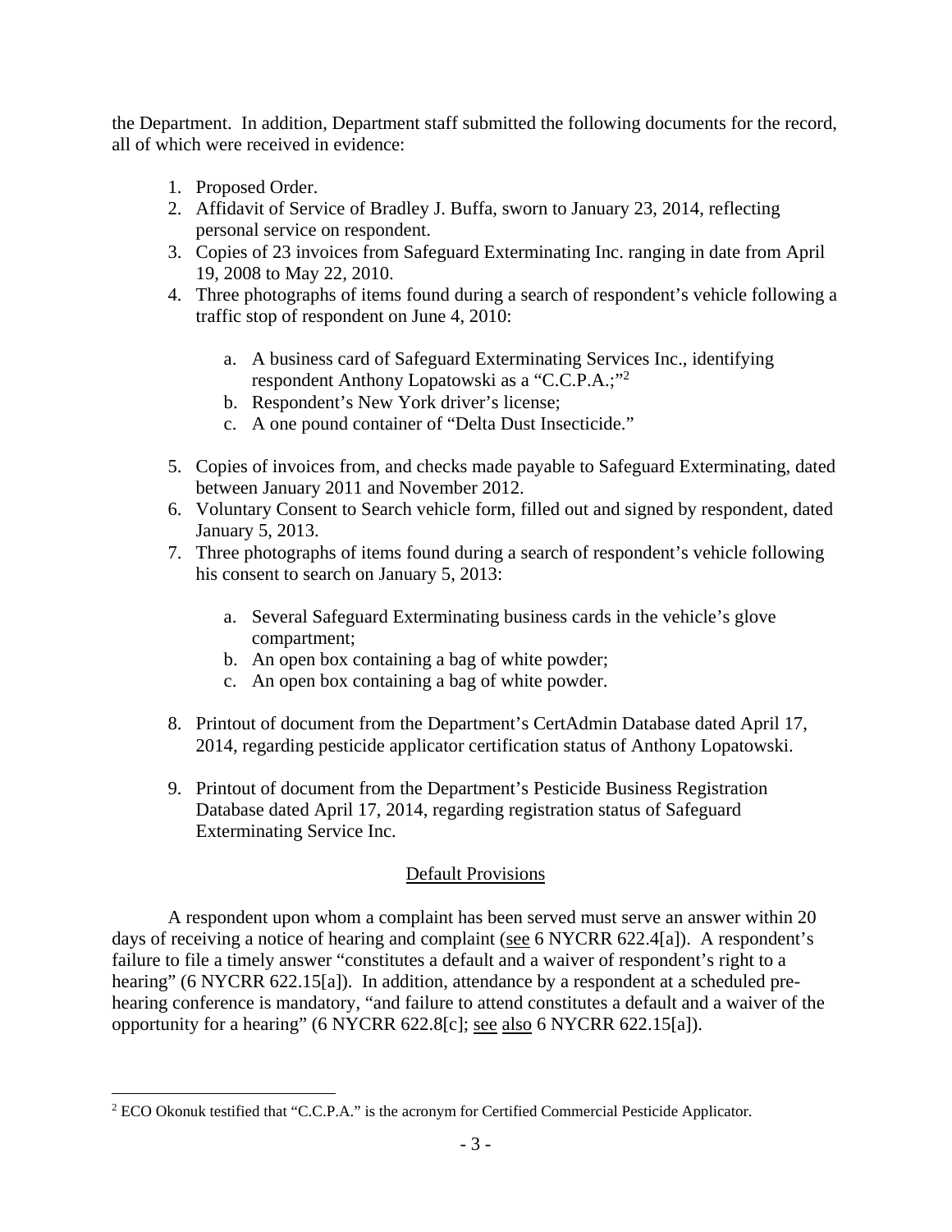the Department. In addition, Department staff submitted the following documents for the record, all of which were received in evidence:

1. Proposed Order.
2. Affidavit of Service of Bradley J. Buffa, sworn to January 23, 2014, reflecting personal service on respondent.
3. Copies of 23 invoices from Safeguard Exterminating Inc. ranging in date from April 19, 2008 to May 22, 2010.
4. Three photographs of items found during a search of respondent's vehicle following a traffic stop of respondent on June 4, 2010:
   a. A business card of Safeguard Exterminating Services Inc., identifying respondent Anthony Lopatowski as a "C.C.P.A.;"[2]
   b. Respondent's New York driver's license;
   c. A one pound container of "Delta Dust Insecticide."
5. Copies of invoices from, and checks made payable to Safeguard Exterminating, dated between January 2011 and November 2012.
6. Voluntary Consent to Search vehicle form, filled out and signed by respondent, dated January 5, 2013.
7. Three photographs of items found during a search of respondent's vehicle following his consent to search on January 5, 2013:
   a. Several Safeguard Exterminating business cards in the vehicle's glove compartment;
   b. An open box containing a bag of white powder;
   c. An open box containing a bag of white powder.
8. Printout of document from the Department's CertAdmin Database dated April 17, 2014, regarding pesticide applicator certification status of Anthony Lopatowski.
9. Printout of document from the Department's Pesticide Business Registration Database dated April 17, 2014, regarding registration status of Safeguard Exterminating Service Inc.

## Default Provisions

A respondent upon whom a complaint has been served must serve an answer within 20 days of receiving a notice of hearing and complaint (see 6 NYCRR 622.4[a]). A respondent's failure to file a timely answer "constitutes a default and a waiver of respondent's right to a hearing" (6 NYCRR 622.15[a]). In addition, attendance by a respondent at a scheduled pre-hearing conference is mandatory, "and failure to attend constitutes a default and a waiver of the opportunity for a hearing" (6 NYCRR 622.8[c]; see also 6 NYCRR 622.15[a]).

---

[2] ECO Okonuk testified that "C.C.P.A." is the acronym for Certified Commercial Pesticide Applicator.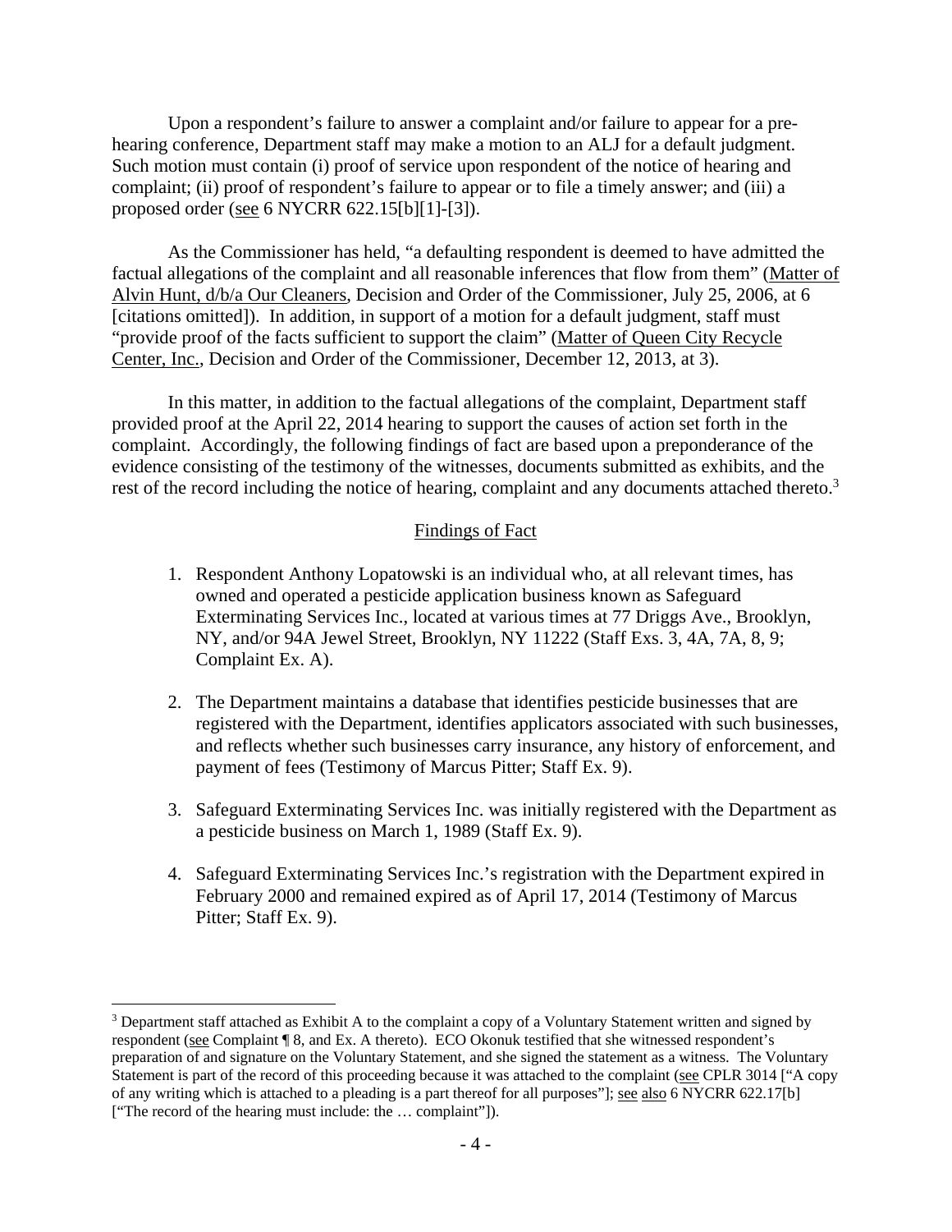Upon a respondent's failure to answer a complaint and/or failure to appear for a pre-hearing conference, Department staff may make a motion to an ALJ for a default judgment. Such motion must contain (i) proof of service upon respondent of the notice of hearing and complaint; (ii) proof of respondent's failure to appear or to file a timely answer; and (iii) a proposed order (see 6 NYCRR 622.15[b][1]-[3]).

As the Commissioner has held, "a defaulting respondent is deemed to have admitted the factual allegations of the complaint and all reasonable inferences that flow from them" (Matter of Alvin Hunt, d/b/a Our Cleaners, Decision and Order of the Commissioner, July 25, 2006, at 6 [citations omitted]). In addition, in support of a motion for a default judgment, staff must "provide proof of the facts sufficient to support the claim" (Matter of Queen City Recycle Center, Inc., Decision and Order of the Commissioner, December 12, 2013, at 3).

In this matter, in addition to the factual allegations of the complaint, Department staff provided proof at the April 22, 2014 hearing to support the causes of action set forth in the complaint. Accordingly, the following findings of fact are based upon a preponderance of the evidence consisting of the testimony of the witnesses, documents submitted as exhibits, and the rest of the record including the notice of hearing, complaint and any documents attached thereto.[3]

## Findings of Fact

1. Respondent Anthony Lopatowski is an individual who, at all relevant times, has owned and operated a pesticide application business known as Safeguard Exterminating Services Inc., located at various times at 77 Driggs Ave., Brooklyn, NY, and/or 94A Jewel Street, Brooklyn, NY 11222 (Staff Exs. 3, 4A, 7A, 8, 9; Complaint Ex. A).

2. The Department maintains a database that identifies pesticide businesses that are registered with the Department, identifies applicators associated with such businesses, and reflects whether such businesses carry insurance, any history of enforcement, and payment of fees (Testimony of Marcus Pitter; Staff Ex. 9).

3. Safeguard Exterminating Services Inc. was initially registered with the Department as a pesticide business on March 1, 1989 (Staff Ex. 9).

4. Safeguard Exterminating Services Inc.'s registration with the Department expired in February 2000 and remained expired as of April 17, 2014 (Testimony of Marcus Pitter; Staff Ex. 9).

---

[3] Department staff attached as Exhibit A to the complaint a copy of a Voluntary Statement written and signed by respondent (see Complaint ¶ 8, and Ex. A thereto). ECO Okonuk testified that she witnessed respondent's preparation of and signature on the Voluntary Statement, and she signed the statement as a witness. The Voluntary Statement is part of the record of this proceeding because it was attached to the complaint (see CPLR 3014 ["A copy of any writing which is attached to a pleading is a part thereof for all purposes"]; see also 6 NYCRR 622.17[b] ["The record of the hearing must include: the … complaint"]).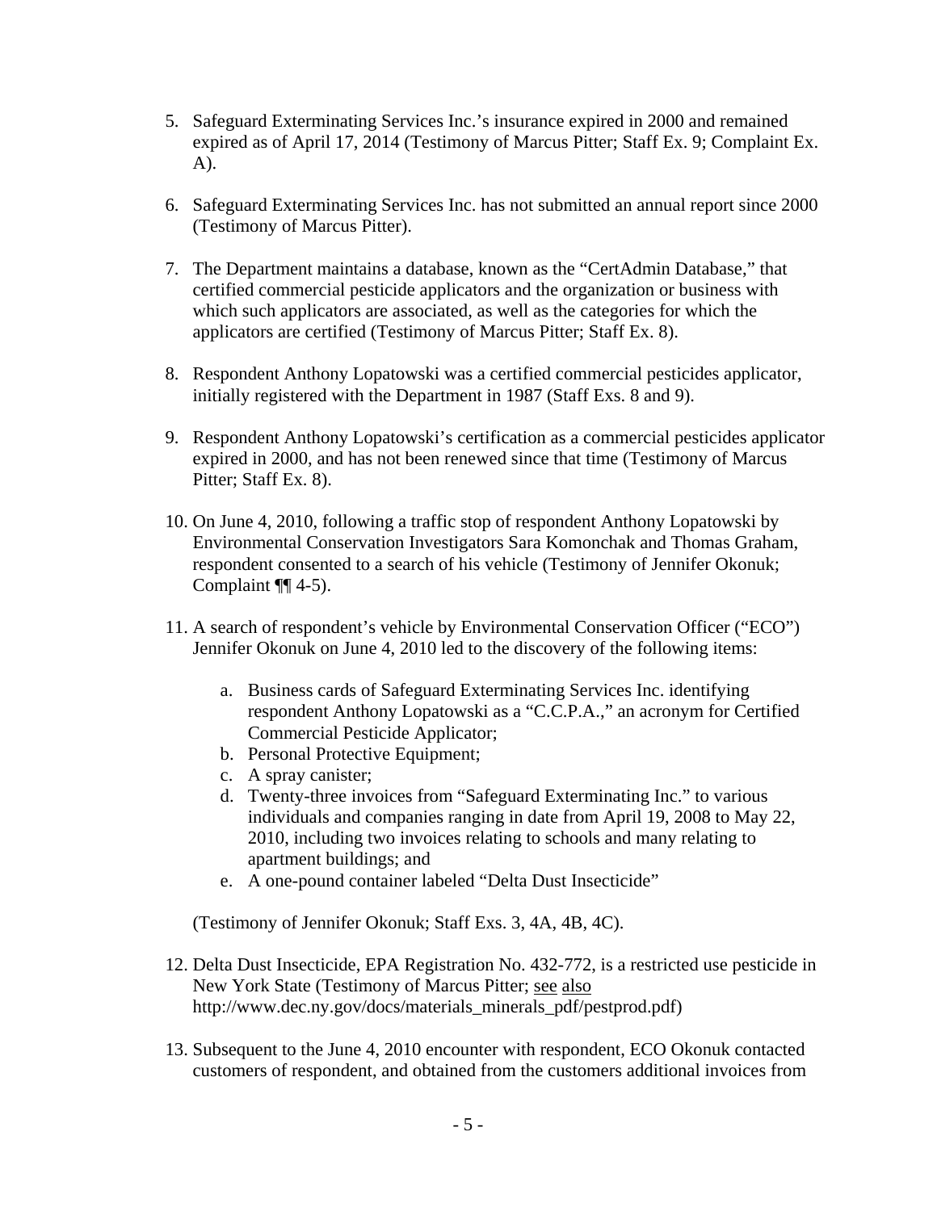5. Safeguard Exterminating Services Inc.'s insurance expired in 2000 and remained expired as of April 17, 2014 (Testimony of Marcus Pitter; Staff Ex. 9; Complaint Ex. A).

6. Safeguard Exterminating Services Inc. has not submitted an annual report since 2000 (Testimony of Marcus Pitter).

7. The Department maintains a database, known as the "CertAdmin Database," that certified commercial pesticide applicators and the organization or business with which such applicators are associated, as well as the categories for which the applicators are certified (Testimony of Marcus Pitter; Staff Ex. 8).

8. Respondent Anthony Lopatowski was a certified commercial pesticides applicator, initially registered with the Department in 1987 (Staff Exs. 8 and 9).

9. Respondent Anthony Lopatowski's certification as a commercial pesticides applicator expired in 2000, and has not been renewed since that time (Testimony of Marcus Pitter; Staff Ex. 8).

10. On June 4, 2010, following a traffic stop of respondent Anthony Lopatowski by Environmental Conservation Investigators Sara Komonchak and Thomas Graham, respondent consented to a search of his vehicle (Testimony of Jennifer Okonuk; Complaint ¶¶ 4-5).

11. A search of respondent's vehicle by Environmental Conservation Officer ("ECO") Jennifer Okonuk on June 4, 2010 led to the discovery of the following items:

    a. Business cards of Safeguard Exterminating Services Inc. identifying respondent Anthony Lopatowski as a "C.C.P.A.," an acronym for Certified Commercial Pesticide Applicator;
    b. Personal Protective Equipment;
    c. A spray canister;
    d. Twenty-three invoices from "Safeguard Exterminating Inc." to various individuals and companies ranging in date from April 19, 2008 to May 22, 2010, including two invoices relating to schools and many relating to apartment buildings; and
    e. A one-pound container labeled "Delta Dust Insecticide"

    (Testimony of Jennifer Okonuk; Staff Exs. 3, 4A, 4B, 4C).

12. Delta Dust Insecticide, EPA Registration No. 432-772, is a restricted use pesticide in New York State (Testimony of Marcus Pitter; see also http://www.dec.ny.gov/docs/materials_minerals_pdf/pestprod.pdf)

13. Subsequent to the June 4, 2010 encounter with respondent, ECO Okonuk contacted customers of respondent, and obtained from the customers additional invoices from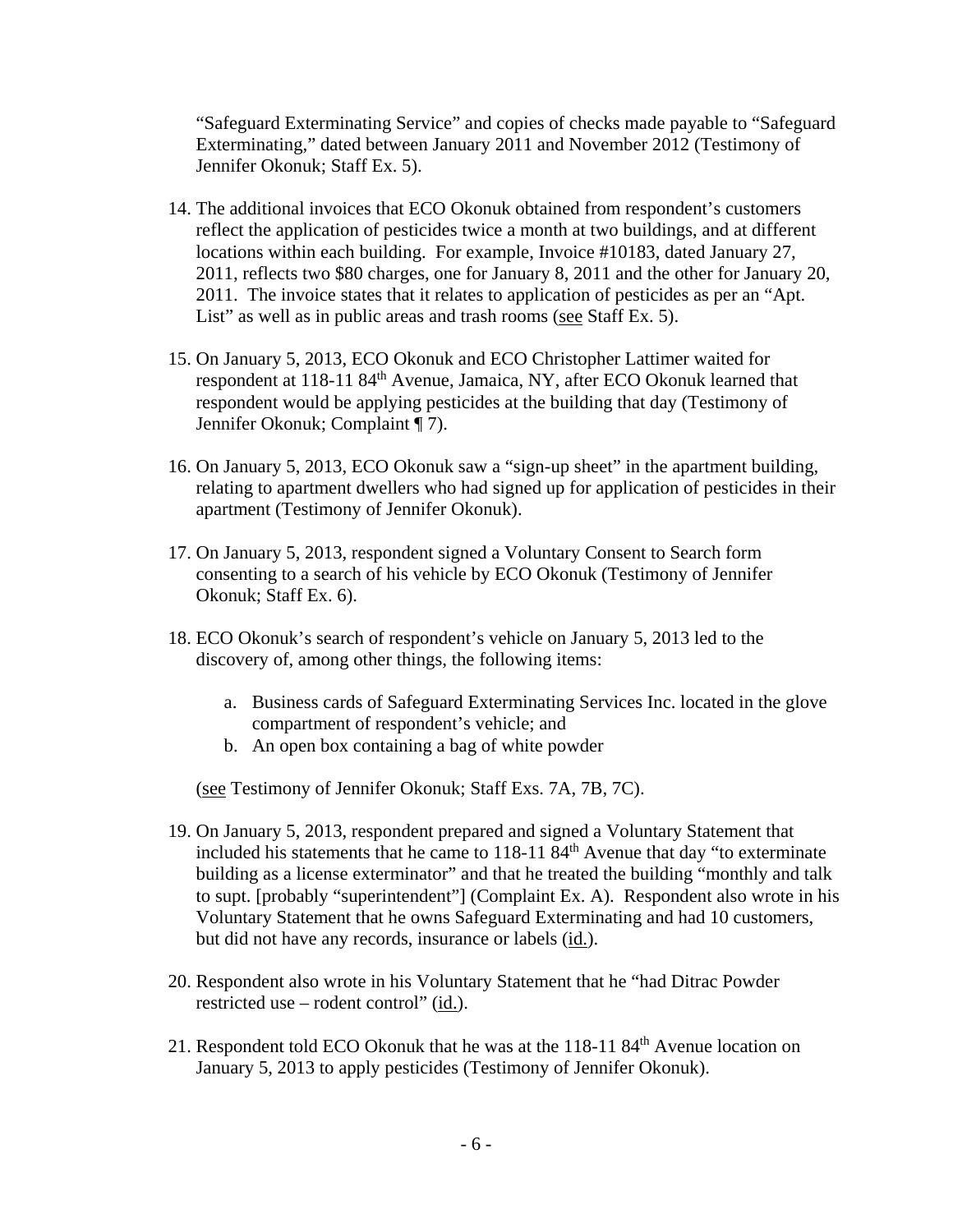"Safeguard Exterminating Service" and copies of checks made payable to "Safeguard Exterminating," dated between January 2011 and November 2012 (Testimony of Jennifer Okonuk; Staff Ex. 5).

14. The additional invoices that ECO Okonuk obtained from respondent's customers reflect the application of pesticides twice a month at two buildings, and at different locations within each building. For example, Invoice #10183, dated January 27, 2011, reflects two $80 charges, one for January 8, 2011 and the other for January 20, 2011. The invoice states that it relates to application of pesticides as per an "Apt. List" as well as in public areas and trash rooms (see Staff Ex. 5).

15. On January 5, 2013, ECO Okonuk and ECO Christopher Lattimer waited for respondent at 118-11 84th Avenue, Jamaica, NY, after ECO Okonuk learned that respondent would be applying pesticides at the building that day (Testimony of Jennifer Okonuk; Complaint ¶ 7).

16. On January 5, 2013, ECO Okonuk saw a "sign-up sheet" in the apartment building, relating to apartment dwellers who had signed up for application of pesticides in their apartment (Testimony of Jennifer Okonuk).

17. On January 5, 2013, respondent signed a Voluntary Consent to Search form consenting to a search of his vehicle by ECO Okonuk (Testimony of Jennifer Okonuk; Staff Ex. 6).

18. ECO Okonuk's search of respondent's vehicle on January 5, 2013 led to the discovery of, among other things, the following items:

    a. Business cards of Safeguard Exterminating Services Inc. located in the glove compartment of respondent's vehicle; and
    b. An open box containing a bag of white powder

    (see Testimony of Jennifer Okonuk; Staff Exs. 7A, 7B, 7C).

19. On January 5, 2013, respondent prepared and signed a Voluntary Statement that included his statements that he came to 118-11 84th Avenue that day "to exterminate building as a license exterminator" and that he treated the building "monthly and talk to supt. [probably "superintendent"] (Complaint Ex. A). Respondent also wrote in his Voluntary Statement that he owns Safeguard Exterminating and had 10 customers, but did not have any records, insurance or labels (id.).

20. Respondent also wrote in his Voluntary Statement that he "had Ditrac Powder restricted use – rodent control" (id.).

21. Respondent told ECO Okonuk that he was at the 118-11 84th Avenue location on January 5, 2013 to apply pesticides (Testimony of Jennifer Okonuk).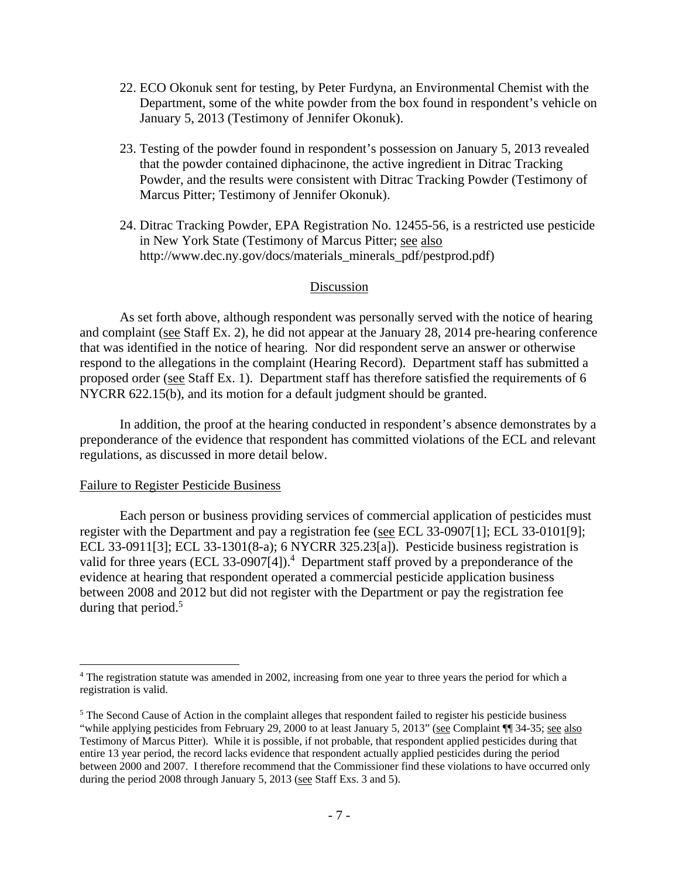22. ECO Okonuk sent for testing, by Peter Furdyna, an Environmental Chemist with the Department, some of the white powder from the box found in respondent's vehicle on January 5, 2013 (Testimony of Jennifer Okonuk).

23. Testing of the powder found in respondent's possession on January 5, 2013 revealed that the powder contained diphacinone, the active ingredient in Ditrac Tracking Powder, and the results were consistent with Ditrac Tracking Powder (Testimony of Marcus Pitter; Testimony of Jennifer Okonuk).

24. Ditrac Tracking Powder, EPA Registration No. 12455-56, is a restricted use pesticide in New York State (Testimony of Marcus Pitter; see also http://www.dec.ny.gov/docs/materials_minerals_pdf/pestprod.pdf)

## Discussion

As set forth above, although respondent was personally served with the notice of hearing and complaint (see Staff Ex. 2), he did not appear at the January 28, 2014 pre-hearing conference that was identified in the notice of hearing. Nor did respondent serve an answer or otherwise respond to the allegations in the complaint (Hearing Record). Department staff has submitted a proposed order (see Staff Ex. 1). Department staff has therefore satisfied the requirements of 6 NYCRR 622.15(b), and its motion for a default judgment should be granted.

In addition, the proof at the hearing conducted in respondent's absence demonstrates by a preponderance of the evidence that respondent has committed violations of the ECL and relevant regulations, as discussed in more detail below.

### Failure to Register Pesticide Business

Each person or business providing services of commercial application of pesticides must register with the Department and pay a registration fee (see ECL 33-0907[1]; ECL 33-0101[9]; ECL 33-0911[3]; ECL 33-1301(8-a); 6 NYCRR 325.23[a]). Pesticide business registration is valid for three years (ECL 33-0907[4]).[4] Department staff proved by a preponderance of the evidence at hearing that respondent operated a commercial pesticide application business between 2008 and 2012 but did not register with the Department or pay the registration fee during that period.[5]

---

[4] The registration statute was amended in 2002, increasing from one year to three years the period for which a registration is valid.

[5] The Second Cause of Action in the complaint alleges that respondent failed to register his pesticide business "while applying pesticides from February 29, 2000 to at least January 5, 2013" (see Complaint ¶¶ 34-35; see also Testimony of Marcus Pitter). While it is possible, if not probable, that respondent applied pesticides during that entire 13 year period, the record lacks evidence that respondent actually applied pesticides during the period between 2000 and 2007. I therefore recommend that the Commissioner find these violations to have occurred only during the period 2008 through January 5, 2013 (see Staff Exs. 3 and 5).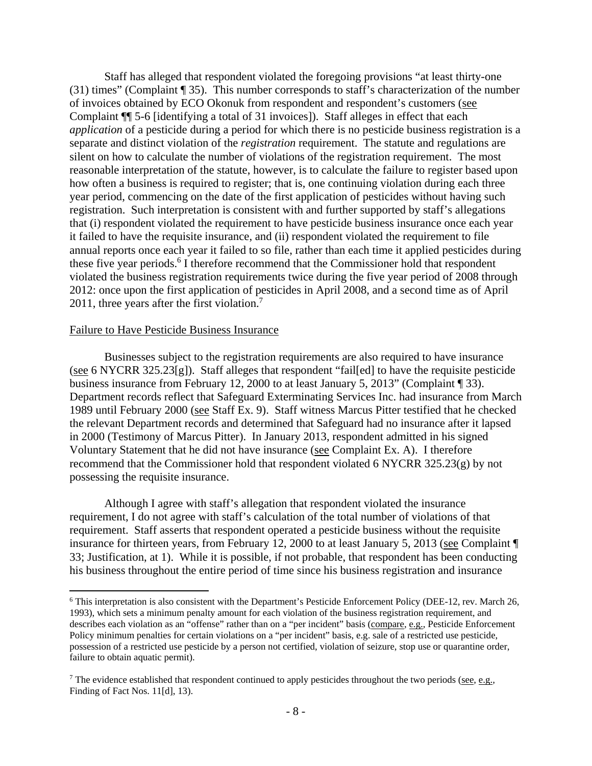Staff has alleged that respondent violated the foregoing provisions "at least thirty-one (31) times" (Complaint ¶ 35). This number corresponds to staff's characterization of the number of invoices obtained by ECO Okonuk from respondent and respondent's customers (see Complaint ¶¶ 5-6 [identifying a total of 31 invoices]). Staff alleges in effect that each *application* of a pesticide during a period for which there is no pesticide business registration is a separate and distinct violation of the *registration* requirement. The statute and regulations are silent on how to calculate the number of violations of the registration requirement. The most reasonable interpretation of the statute, however, is to calculate the failure to register based upon how often a business is required to register; that is, one continuing violation during each three year period, commencing on the date of the first application of pesticides without having such registration. Such interpretation is consistent with and further supported by staff's allegations that (i) respondent violated the requirement to have pesticide business insurance once each year it failed to have the requisite insurance, and (ii) respondent violated the requirement to file annual reports once each year it failed to so file, rather than each time it applied pesticides during these five year periods.[6] I therefore recommend that the Commissioner hold that respondent violated the business registration requirements twice during the five year period of 2008 through 2012: once upon the first application of pesticides in April 2008, and a second time as of April 2011, three years after the first violation.[7]

## Failure to Have Pesticide Business Insurance

Businesses subject to the registration requirements are also required to have insurance (see 6 NYCRR 325.23[g]). Staff alleges that respondent "fail[ed] to have the requisite pesticide business insurance from February 12, 2000 to at least January 5, 2013" (Complaint ¶ 33). Department records reflect that Safeguard Exterminating Services Inc. had insurance from March 1989 until February 2000 (see Staff Ex. 9). Staff witness Marcus Pitter testified that he checked the relevant Department records and determined that Safeguard had no insurance after it lapsed in 2000 (Testimony of Marcus Pitter). In January 2013, respondent admitted in his signed Voluntary Statement that he did not have insurance (see Complaint Ex. A). I therefore recommend that the Commissioner hold that respondent violated 6 NYCRR 325.23(g) by not possessing the requisite insurance.

Although I agree with staff's allegation that respondent violated the insurance requirement, I do not agree with staff's calculation of the total number of violations of that requirement. Staff asserts that respondent operated a pesticide business without the requisite insurance for thirteen years, from February 12, 2000 to at least January 5, 2013 (see Complaint ¶ 33; Justification, at 1). While it is possible, if not probable, that respondent has been conducting his business throughout the entire period of time since his business registration and insurance

---

[6] This interpretation is also consistent with the Department's Pesticide Enforcement Policy (DEE-12, rev. March 26, 1993), which sets a minimum penalty amount for each violation of the business registration requirement, and describes each violation as an "offense" rather than on a "per incident" basis (compare, e.g., Pesticide Enforcement Policy minimum penalties for certain violations on a "per incident" basis, e.g. sale of a restricted use pesticide, possession of a restricted use pesticide by a person not certified, violation of seizure, stop use or quarantine order, failure to obtain aquatic permit).

[7] The evidence established that respondent continued to apply pesticides throughout the two periods (see, e.g., Finding of Fact Nos. 11[d], 13).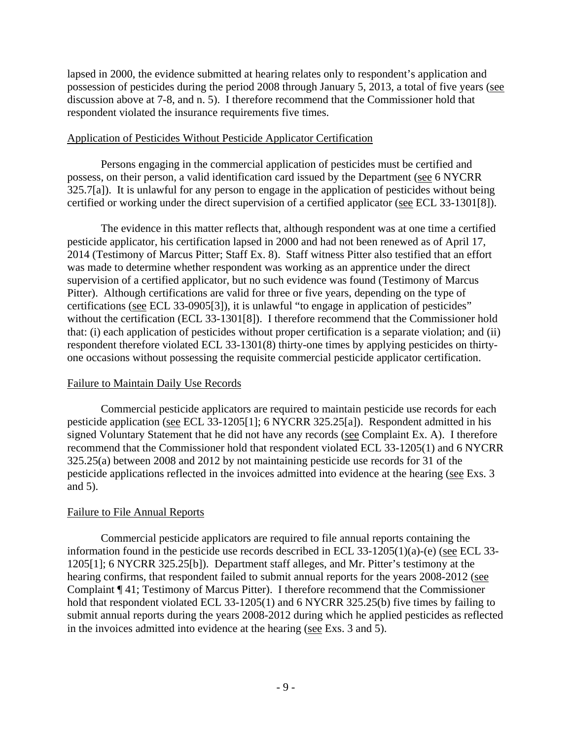lapsed in 2000, the evidence submitted at hearing relates only to respondent's application and possession of pesticides during the period 2008 through January 5, 2013, a total of five years (see discussion above at 7-8, and n. 5). I therefore recommend that the Commissioner hold that respondent violated the insurance requirements five times.

Application of Pesticides Without Pesticide Applicator Certification

Persons engaging in the commercial application of pesticides must be certified and possess, on their person, a valid identification card issued by the Department (see 6 NYCRR 325.7[a]). It is unlawful for any person to engage in the application of pesticides without being certified or working under the direct supervision of a certified applicator (see ECL 33-1301[8]).

The evidence in this matter reflects that, although respondent was at one time a certified pesticide applicator, his certification lapsed in 2000 and had not been renewed as of April 17, 2014 (Testimony of Marcus Pitter; Staff Ex. 8). Staff witness Pitter also testified that an effort was made to determine whether respondent was working as an apprentice under the direct supervision of a certified applicator, but no such evidence was found (Testimony of Marcus Pitter). Although certifications are valid for three or five years, depending on the type of certifications (see ECL 33-0905[3]), it is unlawful "to engage in application of pesticides" without the certification (ECL 33-1301[8]). I therefore recommend that the Commissioner hold that: (i) each application of pesticides without proper certification is a separate violation; and (ii) respondent therefore violated ECL 33-1301(8) thirty-one times by applying pesticides on thirty-one occasions without possessing the requisite commercial pesticide applicator certification.

Failure to Maintain Daily Use Records

Commercial pesticide applicators are required to maintain pesticide use records for each pesticide application (see ECL 33-1205[1]; 6 NYCRR 325.25[a]). Respondent admitted in his signed Voluntary Statement that he did not have any records (see Complaint Ex. A). I therefore recommend that the Commissioner hold that respondent violated ECL 33-1205(1) and 6 NYCRR 325.25(a) between 2008 and 2012 by not maintaining pesticide use records for 31 of the pesticide applications reflected in the invoices admitted into evidence at the hearing (see Exs. 3 and 5).

Failure to File Annual Reports

Commercial pesticide applicators are required to file annual reports containing the information found in the pesticide use records described in ECL 33-1205(1)(a)-(e) (see ECL 33-1205[1]; 6 NYCRR 325.25[b]). Department staff alleges, and Mr. Pitter's testimony at the hearing confirms, that respondent failed to submit annual reports for the years 2008-2012 (see Complaint ¶ 41; Testimony of Marcus Pitter). I therefore recommend that the Commissioner hold that respondent violated ECL 33-1205(1) and 6 NYCRR 325.25(b) five times by failing to submit annual reports during the years 2008-2012 during which he applied pesticides as reflected in the invoices admitted into evidence at the hearing (see Exs. 3 and 5).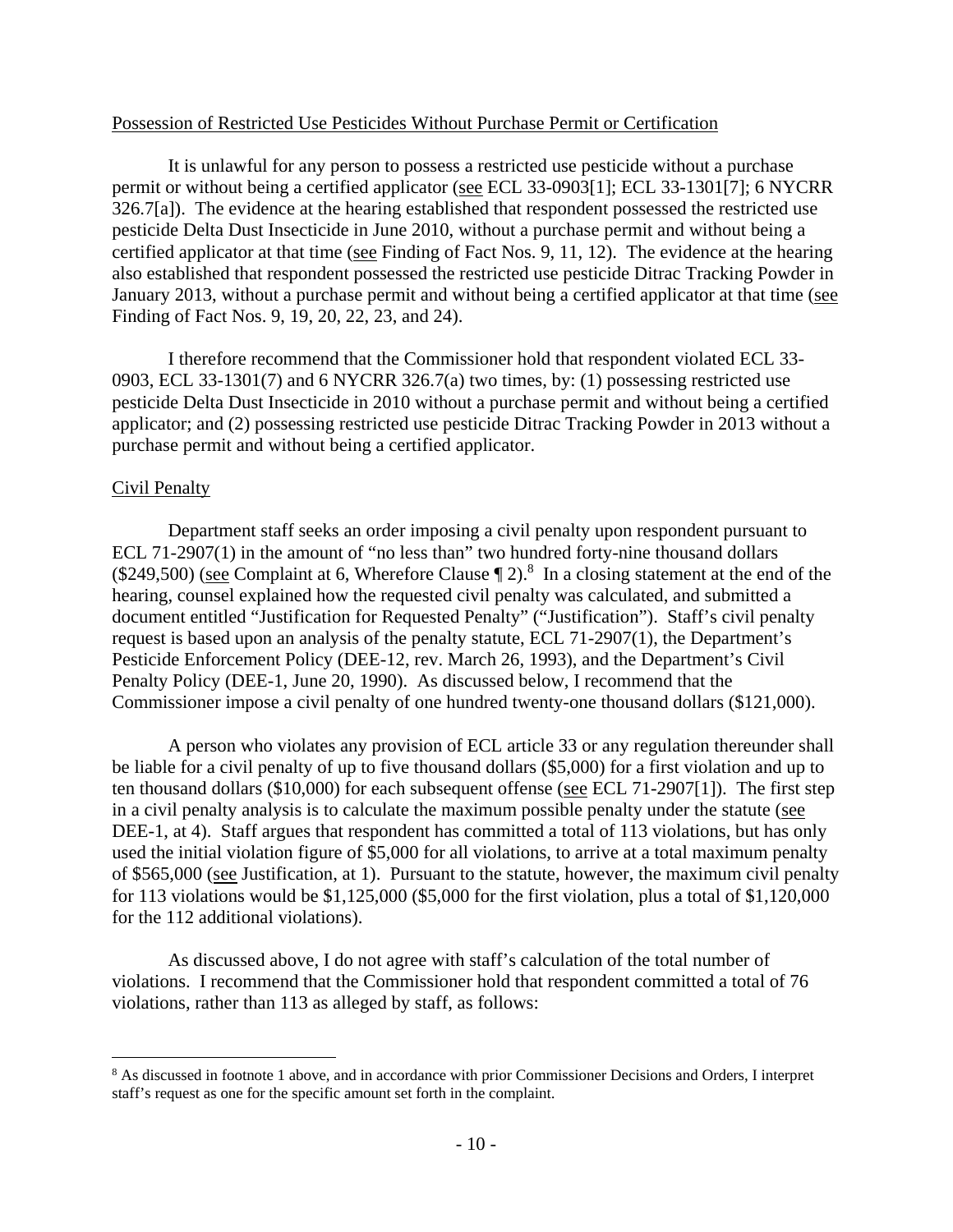Possession of Restricted Use Pesticides Without Purchase Permit or Certification

It is unlawful for any person to possess a restricted use pesticide without a purchase permit or without being a certified applicator (see ECL 33-0903[1]; ECL 33-1301[7]; 6 NYCRR 326.7[a]). The evidence at the hearing established that respondent possessed the restricted use pesticide Delta Dust Insecticide in June 2010, without a purchase permit and without being a certified applicator at that time (see Finding of Fact Nos. 9, 11, 12). The evidence at the hearing also established that respondent possessed the restricted use pesticide Ditrac Tracking Powder in January 2013, without a purchase permit and without being a certified applicator at that time (see Finding of Fact Nos. 9, 19, 20, 22, 23, and 24).

I therefore recommend that the Commissioner hold that respondent violated ECL 33-0903, ECL 33-1301(7) and 6 NYCRR 326.7(a) two times, by: (1) possessing restricted use pesticide Delta Dust Insecticide in 2010 without a purchase permit and without being a certified applicator; and (2) possessing restricted use pesticide Ditrac Tracking Powder in 2013 without a purchase permit and without being a certified applicator.

Civil Penalty

Department staff seeks an order imposing a civil penalty upon respondent pursuant to ECL 71-2907(1) in the amount of "no less than" two hundred forty-nine thousand dollars ($249,500) (see Complaint at 6, Wherefore Clause ¶ 2).[8] In a closing statement at the end of the hearing, counsel explained how the requested civil penalty was calculated, and submitted a document entitled "Justification for Requested Penalty" ("Justification"). Staff's civil penalty request is based upon an analysis of the penalty statute, ECL 71-2907(1), the Department's Pesticide Enforcement Policy (DEE-12, rev. March 26, 1993), and the Department's Civil Penalty Policy (DEE-1, June 20, 1990). As discussed below, I recommend that the Commissioner impose a civil penalty of one hundred twenty-one thousand dollars ($121,000).

A person who violates any provision of ECL article 33 or any regulation thereunder shall be liable for a civil penalty of up to five thousand dollars ($5,000) for a first violation and up to ten thousand dollars ($10,000) for each subsequent offense (see ECL 71-2907[1]). The first step in a civil penalty analysis is to calculate the maximum possible penalty under the statute (see DEE-1, at 4). Staff argues that respondent has committed a total of 113 violations, but has only used the initial violation figure of $5,000 for all violations, to arrive at a total maximum penalty of $565,000 (see Justification, at 1). Pursuant to the statute, however, the maximum civil penalty for 113 violations would be $1,125,000 ($5,000 for the first violation, plus a total of $1,120,000 for the 112 additional violations).

As discussed above, I do not agree with staff's calculation of the total number of violations. I recommend that the Commissioner hold that respondent committed a total of 76 violations, rather than 113 as alleged by staff, as follows:

[8] As discussed in footnote 1 above, and in accordance with prior Commissioner Decisions and Orders, I interpret staff's request as one for the specific amount set forth in the complaint.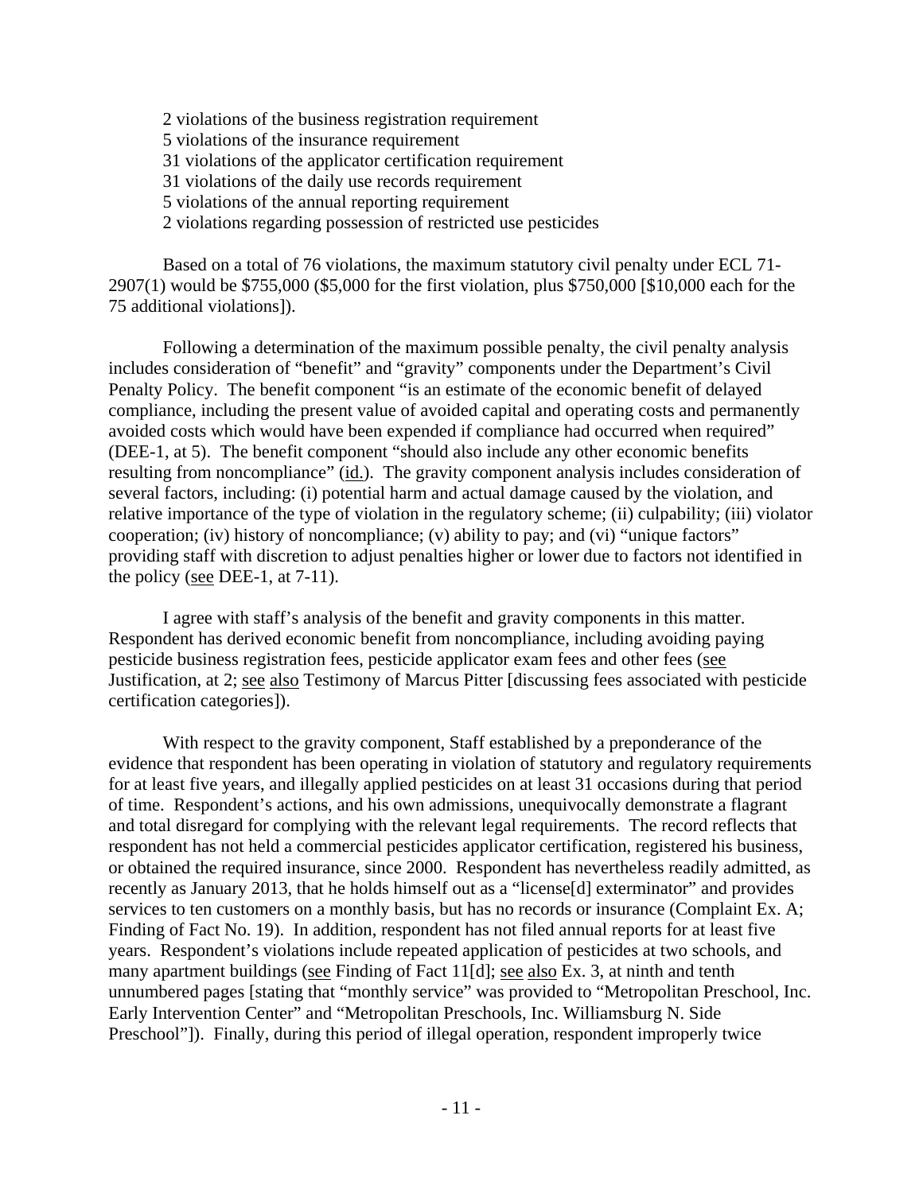2 violations of the business registration requirement
5 violations of the insurance requirement
31 violations of the applicator certification requirement
31 violations of the daily use records requirement
5 violations of the annual reporting requirement
2 violations regarding possession of restricted use pesticides

Based on a total of 76 violations, the maximum statutory civil penalty under ECL 71-2907(1) would be $755,000 ($5,000 for the first violation, plus $750,000 [$10,000 each for the 75 additional violations]).

Following a determination of the maximum possible penalty, the civil penalty analysis includes consideration of "benefit" and "gravity" components under the Department's Civil Penalty Policy. The benefit component "is an estimate of the economic benefit of delayed compliance, including the present value of avoided capital and operating costs and permanently avoided costs which would have been expended if compliance had occurred when required" (DEE-1, at 5). The benefit component "should also include any other economic benefits resulting from noncompliance" (id.). The gravity component analysis includes consideration of several factors, including: (i) potential harm and actual damage caused by the violation, and relative importance of the type of violation in the regulatory scheme; (ii) culpability; (iii) violator cooperation; (iv) history of noncompliance; (v) ability to pay; and (vi) "unique factors" providing staff with discretion to adjust penalties higher or lower due to factors not identified in the policy (see DEE-1, at 7-11).

I agree with staff's analysis of the benefit and gravity components in this matter. Respondent has derived economic benefit from noncompliance, including avoiding paying pesticide business registration fees, pesticide applicator exam fees and other fees (see Justification, at 2; see also Testimony of Marcus Pitter [discussing fees associated with pesticide certification categories]).

With respect to the gravity component, Staff established by a preponderance of the evidence that respondent has been operating in violation of statutory and regulatory requirements for at least five years, and illegally applied pesticides on at least 31 occasions during that period of time. Respondent's actions, and his own admissions, unequivocally demonstrate a flagrant and total disregard for complying with the relevant legal requirements. The record reflects that respondent has not held a commercial pesticides applicator certification, registered his business, or obtained the required insurance, since 2000. Respondent has nevertheless readily admitted, as recently as January 2013, that he holds himself out as a "license[d] exterminator" and provides services to ten customers on a monthly basis, but has no records or insurance (Complaint Ex. A; Finding of Fact No. 19). In addition, respondent has not filed annual reports for at least five years. Respondent's violations include repeated application of pesticides at two schools, and many apartment buildings (see Finding of Fact 11[d]; see also Ex. 3, at ninth and tenth unnumbered pages [stating that "monthly service" was provided to "Metropolitan Preschool, Inc. Early Intervention Center" and "Metropolitan Preschools, Inc. Williamsburg N. Side Preschool"]). Finally, during this period of illegal operation, respondent improperly twice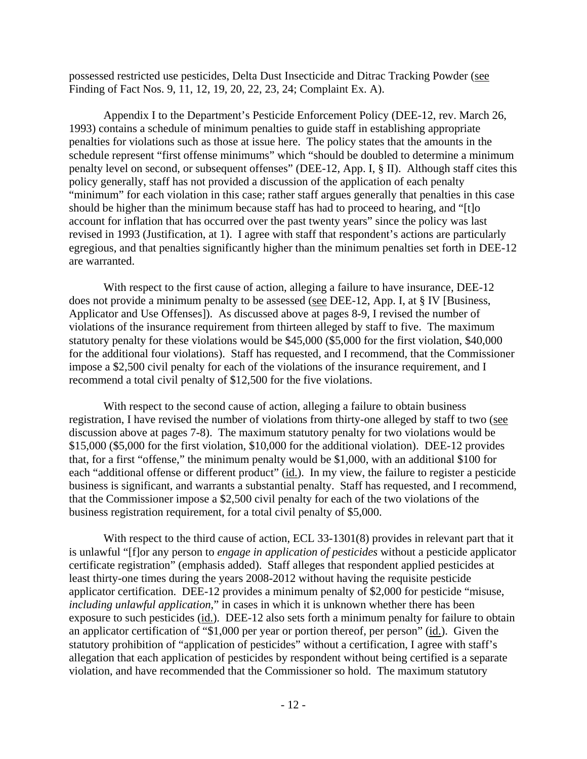possessed restricted use pesticides, Delta Dust Insecticide and Ditrac Tracking Powder (see Finding of Fact Nos. 9, 11, 12, 19, 20, 22, 23, 24; Complaint Ex. A).

Appendix I to the Department's Pesticide Enforcement Policy (DEE-12, rev. March 26, 1993) contains a schedule of minimum penalties to guide staff in establishing appropriate penalties for violations such as those at issue here. The policy states that the amounts in the schedule represent "first offense minimums" which "should be doubled to determine a minimum penalty level on second, or subsequent offenses" (DEE-12, App. I, § II). Although staff cites this policy generally, staff has not provided a discussion of the application of each penalty "minimum" for each violation in this case; rather staff argues generally that penalties in this case should be higher than the minimum because staff has had to proceed to hearing, and "[t]o account for inflation that has occurred over the past twenty years" since the policy was last revised in 1993 (Justification, at 1). I agree with staff that respondent's actions are particularly egregious, and that penalties significantly higher than the minimum penalties set forth in DEE-12 are warranted.

With respect to the first cause of action, alleging a failure to have insurance, DEE-12 does not provide a minimum penalty to be assessed (see DEE-12, App. I, at § IV [Business, Applicator and Use Offenses]). As discussed above at pages 8-9, I revised the number of violations of the insurance requirement from thirteen alleged by staff to five. The maximum statutory penalty for these violations would be $45,000 ($5,000 for the first violation, $40,000 for the additional four violations). Staff has requested, and I recommend, that the Commissioner impose a $2,500 civil penalty for each of the violations of the insurance requirement, and I recommend a total civil penalty of $12,500 for the five violations.

With respect to the second cause of action, alleging a failure to obtain business registration, I have revised the number of violations from thirty-one alleged by staff to two (see discussion above at pages 7-8). The maximum statutory penalty for two violations would be $15,000 ($5,000 for the first violation, $10,000 for the additional violation). DEE-12 provides that, for a first "offense," the minimum penalty would be $1,000, with an additional $100 for each "additional offense or different product" (id.). In my view, the failure to register a pesticide business is significant, and warrants a substantial penalty. Staff has requested, and I recommend, that the Commissioner impose a $2,500 civil penalty for each of the two violations of the business registration requirement, for a total civil penalty of $5,000.

With respect to the third cause of action, ECL 33-1301(8) provides in relevant part that it is unlawful "[f]or any person to *engage in application of pesticides* without a pesticide applicator certificate registration" (emphasis added). Staff alleges that respondent applied pesticides at least thirty-one times during the years 2008-2012 without having the requisite pesticide applicator certification. DEE-12 provides a minimum penalty of $2,000 for pesticide "misuse, *including unlawful application*," in cases in which it is unknown whether there has been exposure to such pesticides (id.). DEE-12 also sets forth a minimum penalty for failure to obtain an applicator certification of "$1,000 per year or portion thereof, per person" (id.). Given the statutory prohibition of "application of pesticides" without a certification, I agree with staff's allegation that each application of pesticides by respondent without being certified is a separate violation, and have recommended that the Commissioner so hold. The maximum statutory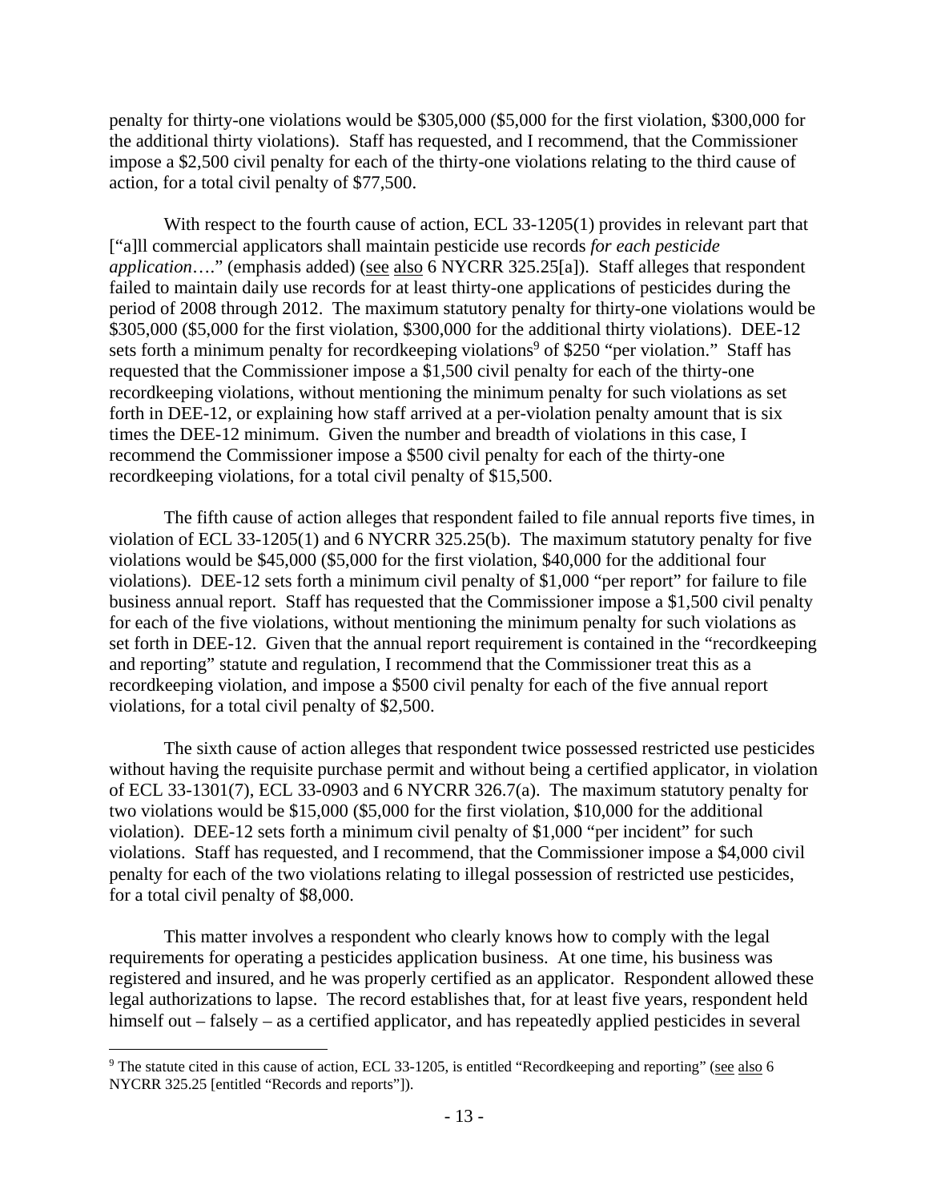penalty for thirty-one violations would be $305,000 ($5,000 for the first violation, $300,000 for the additional thirty violations). Staff has requested, and I recommend, that the Commissioner impose a $2,500 civil penalty for each of the thirty-one violations relating to the third cause of action, for a total civil penalty of $77,500.

With respect to the fourth cause of action, ECL 33-1205(1) provides in relevant part that ["a]ll commercial applicators shall maintain pesticide use records *for each pesticide application*…." (emphasis added) (see also 6 NYCRR 325.25[a]). Staff alleges that respondent failed to maintain daily use records for at least thirty-one applications of pesticides during the period of 2008 through 2012. The maximum statutory penalty for thirty-one violations would be $305,000 ($5,000 for the first violation, $300,000 for the additional thirty violations). DEE-12 sets forth a minimum penalty for recordkeeping violations[9] of $250 "per violation." Staff has requested that the Commissioner impose a $1,500 civil penalty for each of the thirty-one recordkeeping violations, without mentioning the minimum penalty for such violations as set forth in DEE-12, or explaining how staff arrived at a per-violation penalty amount that is six times the DEE-12 minimum. Given the number and breadth of violations in this case, I recommend the Commissioner impose a $500 civil penalty for each of the thirty-one recordkeeping violations, for a total civil penalty of $15,500.

The fifth cause of action alleges that respondent failed to file annual reports five times, in violation of ECL 33-1205(1) and 6 NYCRR 325.25(b). The maximum statutory penalty for five violations would be $45,000 ($5,000 for the first violation, $40,000 for the additional four violations). DEE-12 sets forth a minimum civil penalty of $1,000 "per report" for failure to file business annual report. Staff has requested that the Commissioner impose a $1,500 civil penalty for each of the five violations, without mentioning the minimum penalty for such violations as set forth in DEE-12. Given that the annual report requirement is contained in the "recordkeeping and reporting" statute and regulation, I recommend that the Commissioner treat this as a recordkeeping violation, and impose a $500 civil penalty for each of the five annual report violations, for a total civil penalty of $2,500.

The sixth cause of action alleges that respondent twice possessed restricted use pesticides without having the requisite purchase permit and without being a certified applicator, in violation of ECL 33-1301(7), ECL 33-0903 and 6 NYCRR 326.7(a). The maximum statutory penalty for two violations would be $15,000 ($5,000 for the first violation, $10,000 for the additional violation). DEE-12 sets forth a minimum civil penalty of $1,000 "per incident" for such violations. Staff has requested, and I recommend, that the Commissioner impose a $4,000 civil penalty for each of the two violations relating to illegal possession of restricted use pesticides, for a total civil penalty of $8,000.

This matter involves a respondent who clearly knows how to comply with the legal requirements for operating a pesticides application business. At one time, his business was registered and insured, and he was properly certified as an applicator. Respondent allowed these legal authorizations to lapse. The record establishes that, for at least five years, respondent held himself out – falsely – as a certified applicator, and has repeatedly applied pesticides in several

[9] The statute cited in this cause of action, ECL 33-1205, is entitled "Recordkeeping and reporting" (see also 6 NYCRR 325.25 [entitled "Records and reports"]).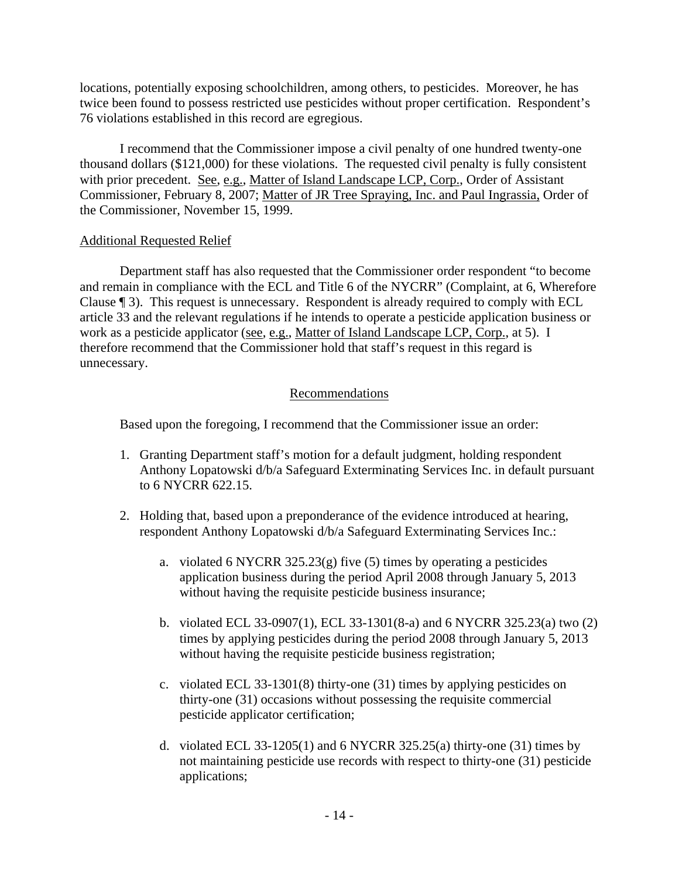locations, potentially exposing schoolchildren, among others, to pesticides. Moreover, he has twice been found to possess restricted use pesticides without proper certification. Respondent's 76 violations established in this record are egregious.

I recommend that the Commissioner impose a civil penalty of one hundred twenty-one thousand dollars ($121,000) for these violations. The requested civil penalty is fully consistent with prior precedent. See, e.g., Matter of Island Landscape LCP, Corp., Order of Assistant Commissioner, February 8, 2007; Matter of JR Tree Spraying, Inc. and Paul Ingrassia, Order of the Commissioner, November 15, 1999.

Additional Requested Relief

Department staff has also requested that the Commissioner order respondent "to become and remain in compliance with the ECL and Title 6 of the NYCRR" (Complaint, at 6, Wherefore Clause ¶ 3). This request is unnecessary. Respondent is already required to comply with ECL article 33 and the relevant regulations if he intends to operate a pesticide application business or work as a pesticide applicator (see, e.g., Matter of Island Landscape LCP, Corp., at 5). I therefore recommend that the Commissioner hold that staff's request in this regard is unnecessary.

## Recommendations

Based upon the foregoing, I recommend that the Commissioner issue an order:

1. Granting Department staff's motion for a default judgment, holding respondent Anthony Lopatowski d/b/a Safeguard Exterminating Services Inc. in default pursuant to 6 NYCRR 622.15.

2. Holding that, based upon a preponderance of the evidence introduced at hearing, respondent Anthony Lopatowski d/b/a Safeguard Exterminating Services Inc.:

    a. violated 6 NYCRR 325.23(g) five (5) times by operating a pesticides application business during the period April 2008 through January 5, 2013 without having the requisite pesticide business insurance;

    b. violated ECL 33-0907(1), ECL 33-1301(8-a) and 6 NYCRR 325.23(a) two (2) times by applying pesticides during the period 2008 through January 5, 2013 without having the requisite pesticide business registration;

    c. violated ECL 33-1301(8) thirty-one (31) times by applying pesticides on thirty-one (31) occasions without possessing the requisite commercial pesticide applicator certification;

    d. violated ECL 33-1205(1) and 6 NYCRR 325.25(a) thirty-one (31) times by not maintaining pesticide use records with respect to thirty-one (31) pesticide applications;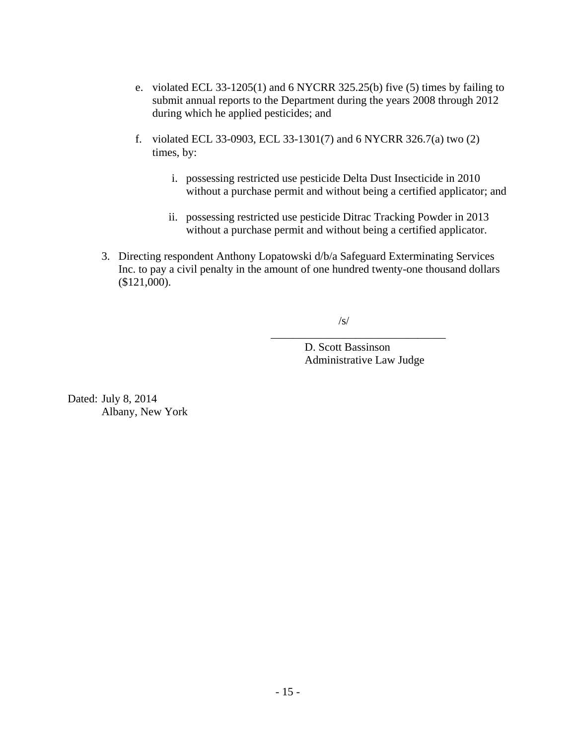e. violated ECL 33-1205(1) and 6 NYCRR 325.25(b) five (5) times by failing to submit annual reports to the Department during the years 2008 through 2012 during which he applied pesticides; and

   f. violated ECL 33-0903, ECL 33-1301(7) and 6 NYCRR 326.7(a) two (2) times, by:

      i. possessing restricted use pesticide Delta Dust Insecticide in 2010 without a purchase permit and without being a certified applicator; and

      ii. possessing restricted use pesticide Ditrac Tracking Powder in 2013 without a purchase permit and without being a certified applicator.

3. Directing respondent Anthony Lopatowski d/b/a Safeguard Exterminating Services Inc. to pay a civil penalty in the amount of one hundred twenty-one thousand dollars ($121,000).

/s/

\_\_\_\_\_\_\_\_\_\_\_\_\_\_\_\_\_\_\_\_\_\_\_\_\_\_\_\_\_\_\_\_

D. Scott Bassinson
Administrative Law Judge

Dated: July 8, 2014
Albany, New York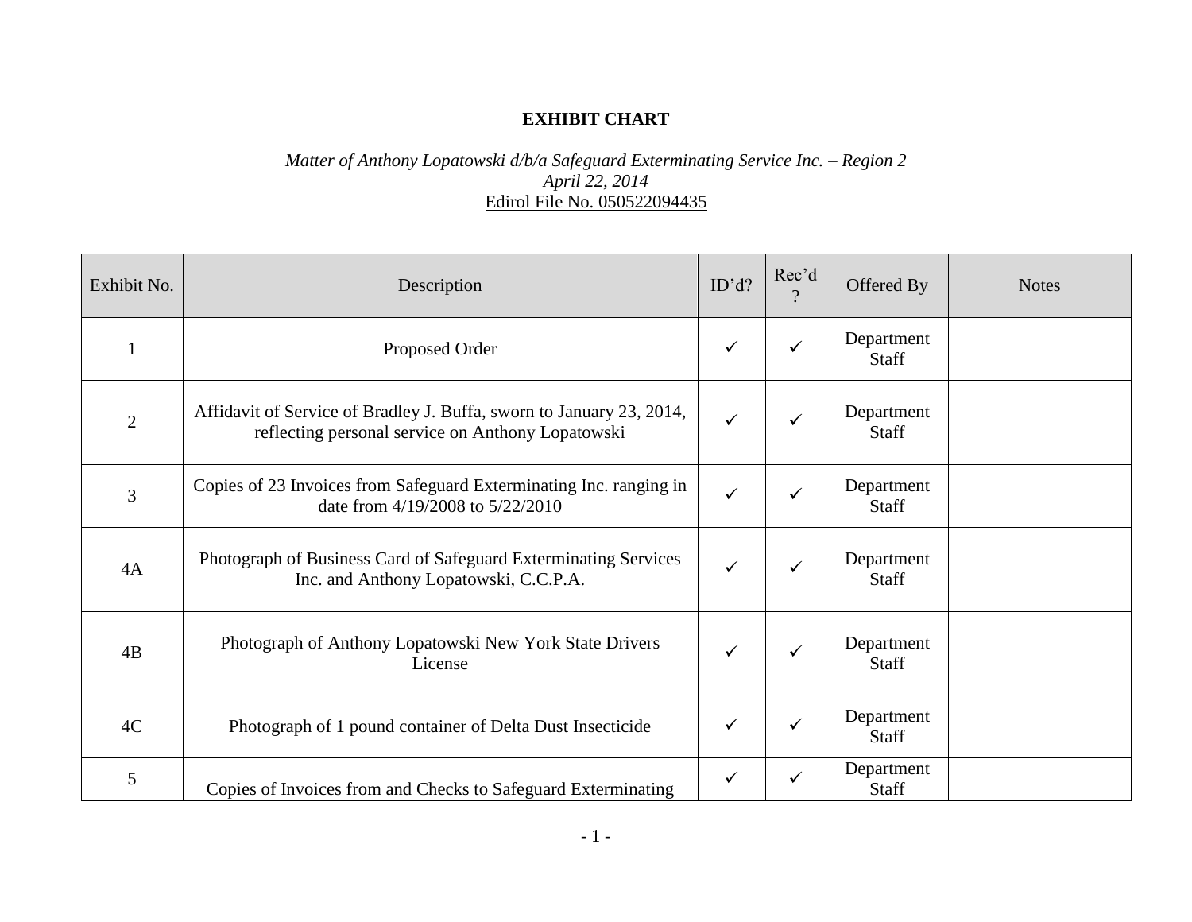**EXHIBIT CHART**

*Matter of Anthony Lopatowski d/b/a Safeguard Exterminating Service Inc. – Region 2*
*April 22, 2014*
Edirol File No. 050522094435

| Exhibit No. | Description | ID'd? | Rec'd? | Offered By | Notes |
|---|---|---|---|---|---|
| 1 | Proposed Order | ✓ | ✓ | Department Staff | |
| 2 | Affidavit of Service of Bradley J. Buffa, sworn to January 23, 2014, reflecting personal service on Anthony Lopatowski | ✓ | ✓ | Department Staff | |
| 3 | Copies of 23 Invoices from Safeguard Exterminating Inc. ranging in date from 4/19/2008 to 5/22/2010 | ✓ | ✓ | Department Staff | |
| 4A | Photograph of Business Card of Safeguard Exterminating Services Inc. and Anthony Lopatowski, C.C.P.A. | ✓ | ✓ | Department Staff | |
| 4B | Photograph of Anthony Lopatowski New York State Drivers License | ✓ | ✓ | Department Staff | |
| 4C | Photograph of 1 pound container of Delta Dust Insecticide | ✓ | ✓ | Department Staff | |
| 5 | Copies of Invoices from and Checks to Safeguard Exterminating | ✓ | ✓ | Department Staff | |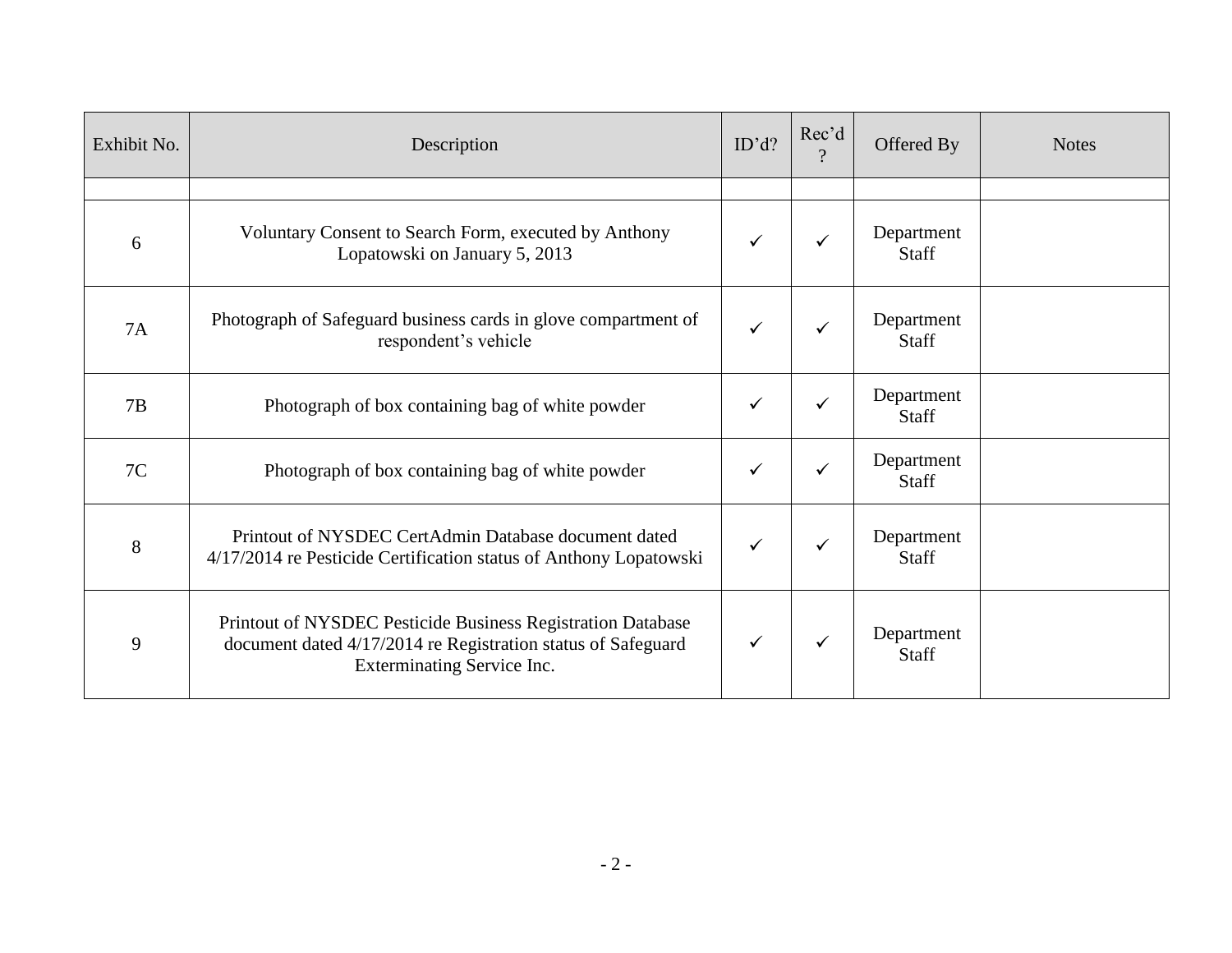| Exhibit No. | Description | ID'd? | Rec'd ? | Offered By | Notes |
|---|---|---|---|---|---|
| | | | | | |
| 6 | Voluntary Consent to Search Form, executed by Anthony Lopatowski on January 5, 2013 | ✓ | ✓ | Department Staff | |
| 7A | Photograph of Safeguard business cards in glove compartment of respondent's vehicle | ✓ | ✓ | Department Staff | |
| 7B | Photograph of box containing bag of white powder | ✓ | ✓ | Department Staff | |
| 7C | Photograph of box containing bag of white powder | ✓ | ✓ | Department Staff | |
| 8 | Printout of NYSDEC CertAdmin Database document dated 4/17/2014 re Pesticide Certification status of Anthony Lopatowski | ✓ | ✓ | Department Staff | |
| 9 | Printout of NYSDEC Pesticide Business Registration Database document dated 4/17/2014 re Registration status of Safeguard Exterminating Service Inc. | ✓ | ✓ | Department Staff | |